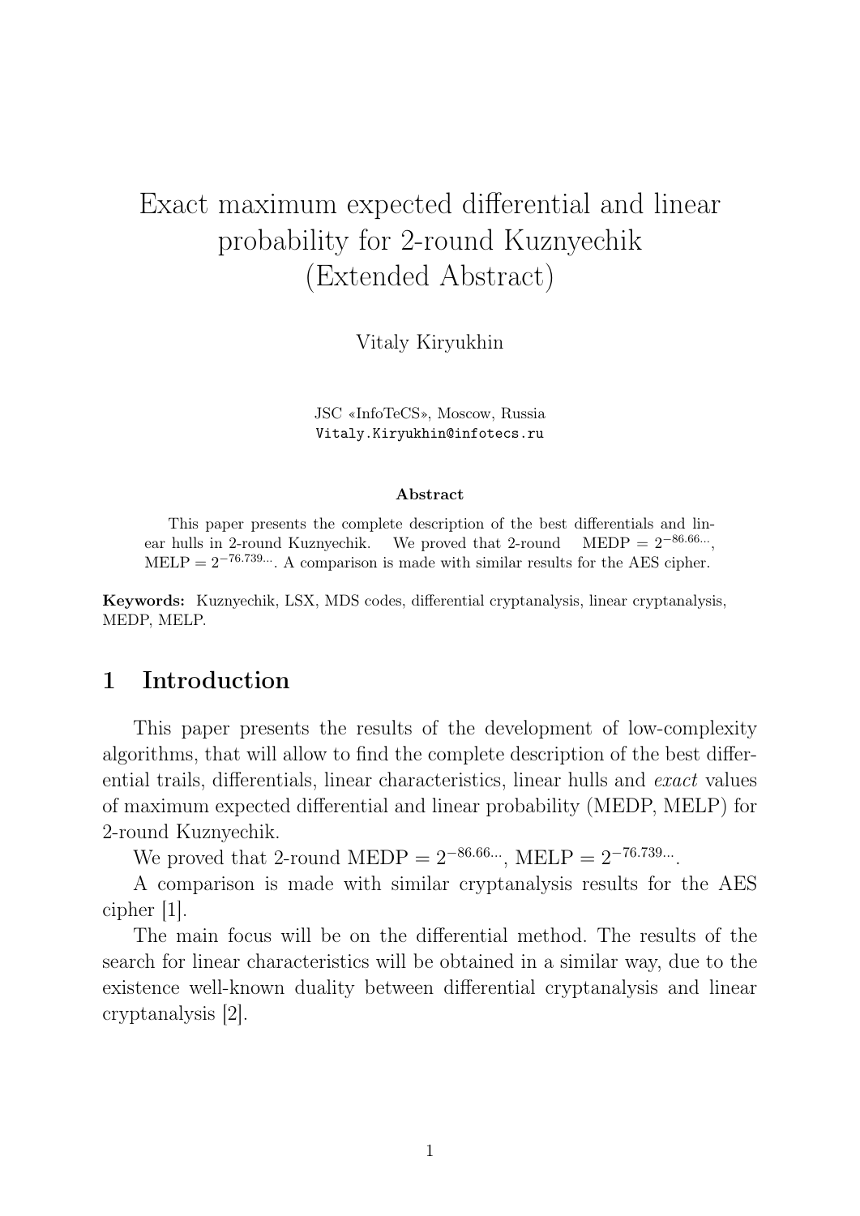# Exact maximum expected differential and linear probability for 2-round Kuznyechik (Extended Abstract)

Vitaly Kiryukhin

JSC «InfoTeCS», Moscow, Russia
Vitaly.Kiryukhin@infotecs.ru

**Abstract**

This paper presents the complete description of the best differentials and linear hulls in 2-round Kuznyechik. We proved that 2-round MEDP $= 2^{-86.66...}$, MELP $= 2^{-76.739...}$. A comparison is made with similar results for the AES cipher.

**Keywords:** Kuznyechik, LSX, MDS codes, differential cryptanalysis, linear cryptanalysis, MEDP, MELP.

## 1 Introduction

This paper presents the results of the development of low-complexity algorithms, that will allow to find the complete description of the best differential trails, differentials, linear characteristics, linear hulls and *exact* values of maximum expected differential and linear probability (MEDP, MELP) for 2-round Kuznyechik.

We proved that 2-round MEDP $= 2^{-86.66...}$, MELP $= 2^{-76.739...}$.

A comparison is made with similar cryptanalysis results for the AES cipher [1].

The main focus will be on the differential method. The results of the search for linear characteristics will be obtained in a similar way, due to the existence well-known duality between differential cryptanalysis and linear cryptanalysis [2].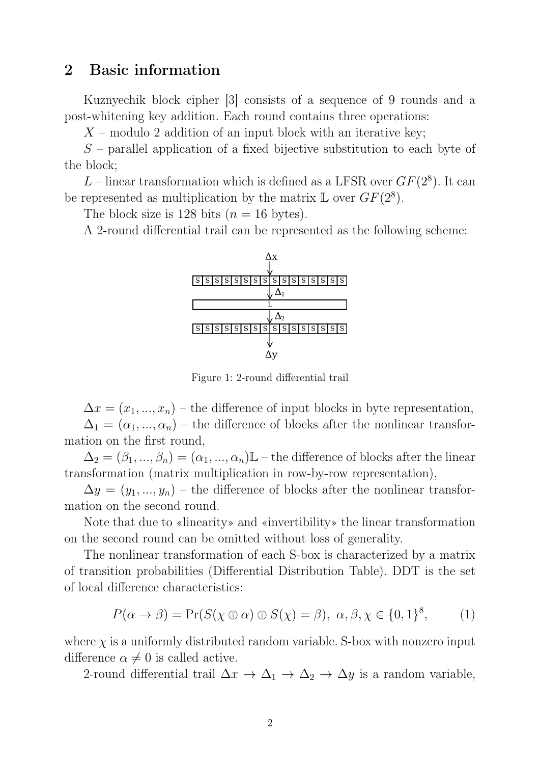## 2 Basic information

Kuznyechik block cipher [3] consists of a sequence of 9 rounds and a post-whitening key addition. Each round contains three operations:

$X$ – modulo 2 addition of an input block with an iterative key;

$S$ – parallel application of a fixed bijective substitution to each byte of the block;

$L$ – linear transformation which is defined as a LFSR over $GF(2^8)$. It can be represented as multiplication by the matrix $\mathbb{L}$ over $GF(2^8)$.

The block size is 128 bits ($n = 16$ bytes).

A 2-round differential trail can be represented as the following scheme:

Figure 1: 2-round differential trail

$\Delta x = (x_1, ..., x_n)$ – the difference of input blocks in byte representation,

$\Delta_1 = (\alpha_1, ..., \alpha_n)$ – the difference of blocks after the nonlinear transformation on the first round,

$\Delta_2 = (\beta_1, ..., \beta_n) = (\alpha_1, ..., \alpha_n)\mathbb{L}$ – the difference of blocks after the linear transformation (matrix multiplication in row-by-row representation),

$\Delta y = (y_1, ..., y_n)$ – the difference of blocks after the nonlinear transformation on the second round.

Note that due to «linearity» and «invertibility» the linear transformation on the second round can be omitted without loss of generality.

The nonlinear transformation of each S-box is characterized by a matrix of transition probabilities (Differential Distribution Table). DDT is the set of local difference characteristics:

$$P(\alpha \to \beta) = \Pr(S(\chi \oplus \alpha) \oplus S(\chi) = \beta), \ \alpha, \beta, \chi \in \{0,1\}^8, \tag{1}$$

where $\chi$ is a uniformly distributed random variable. S-box with nonzero input difference $\alpha \neq 0$ is called active.

2-round differential trail $\Delta x \to \Delta_1 \to \Delta_2 \to \Delta y$ is a random variable,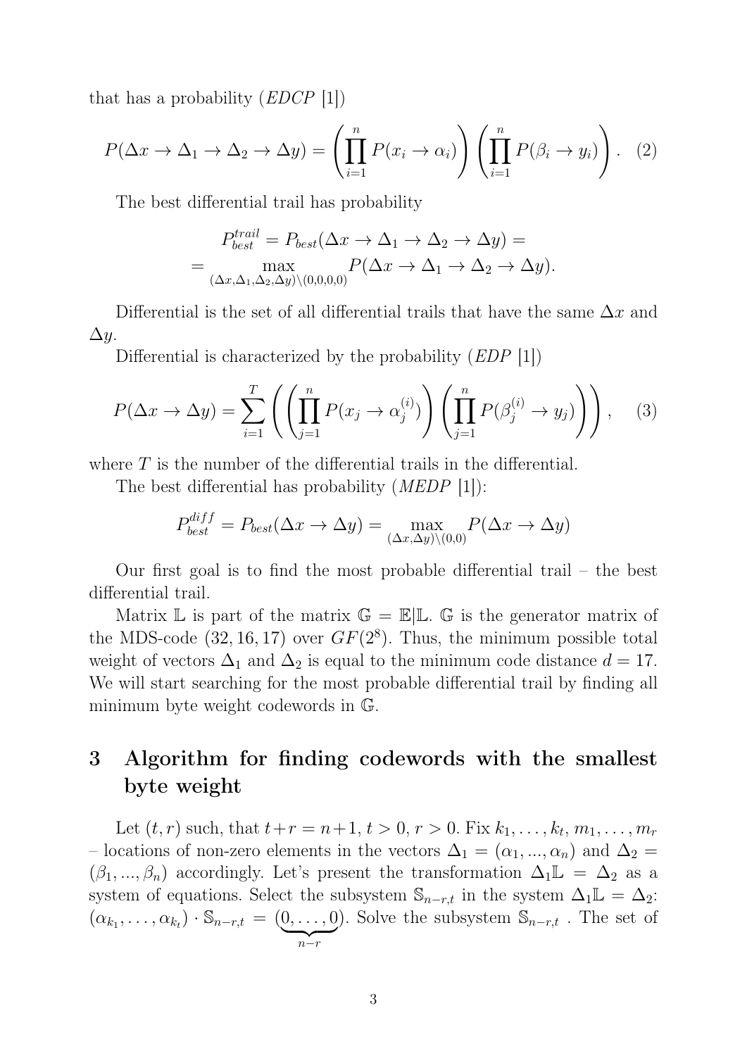that has a probability (*EDCP* [1])

$$P(\Delta x \to \Delta_1 \to \Delta_2 \to \Delta y) = \left(\prod_{i=1}^{n} P(x_i \to \alpha_i)\right)\left(\prod_{i=1}^{n} P(\beta_i \to y_i)\right). \quad (2)$$

The best differential trail has probability

$$P_{best}^{trail} = P_{best}(\Delta x \to \Delta_1 \to \Delta_2 \to \Delta y) = \\ = \max_{(\Delta x, \Delta_1, \Delta_2, \Delta y) \setminus (0,0,0,0)} P(\Delta x \to \Delta_1 \to \Delta_2 \to \Delta y).$$

Differential is the set of all differential trails that have the same $\Delta x$ and $\Delta y$.

Differential is characterized by the probability (*EDP* [1])

$$P(\Delta x \to \Delta y) = \sum_{i=1}^{T} \left( \left(\prod_{j=1}^{n} P(x_j \to \alpha_j^{(i)})\right)\left(\prod_{j=1}^{n} P(\beta_j^{(i)} \to y_j)\right) \right), \quad (3)$$

where $T$ is the number of the differential trails in the differential.

The best differential has probability (*MEDP* [1]):

$$P_{best}^{diff} = P_{best}(\Delta x \to \Delta y) = \max_{(\Delta x, \Delta y) \setminus (0,0)} P(\Delta x \to \Delta y)$$

Our first goal is to find the most probable differential trail – the best differential trail.

Matrix $\mathbb{L}$ is part of the matrix $\mathbb{G} = \mathbb{E}|\mathbb{L}$. $\mathbb{G}$ is the generator matrix of the MDS-code $(32, 16, 17)$ over $GF(2^8)$. Thus, the minimum possible total weight of vectors $\Delta_1$ and $\Delta_2$ is equal to the minimum code distance $d = 17$. We will start searching for the most probable differential trail by finding all minimum byte weight codewords in $\mathbb{G}$.

## 3 Algorithm for finding codewords with the smallest byte weight

Let $(t, r)$ such, that $t + r = n + 1$, $t > 0$, $r > 0$. Fix $k_1, \ldots, k_t, m_1, \ldots, m_r$ – locations of non-zero elements in the vectors $\Delta_1 = (\alpha_1, ..., \alpha_n)$ and $\Delta_2 = (\beta_1, ..., \beta_n)$ accordingly. Let's present the transformation $\Delta_1 \mathbb{L} = \Delta_2$ as a system of equations. Select the subsystem $\mathbb{S}_{n-r,t}$ in the system $\Delta_1 \mathbb{L} = \Delta_2$: $(\alpha_{k_1}, \ldots, \alpha_{k_t}) \cdot \mathbb{S}_{n-r,t} = (\underbrace{0, \ldots, 0}_{n-r})$. Solve the subsystem $\mathbb{S}_{n-r,t}$ . The set of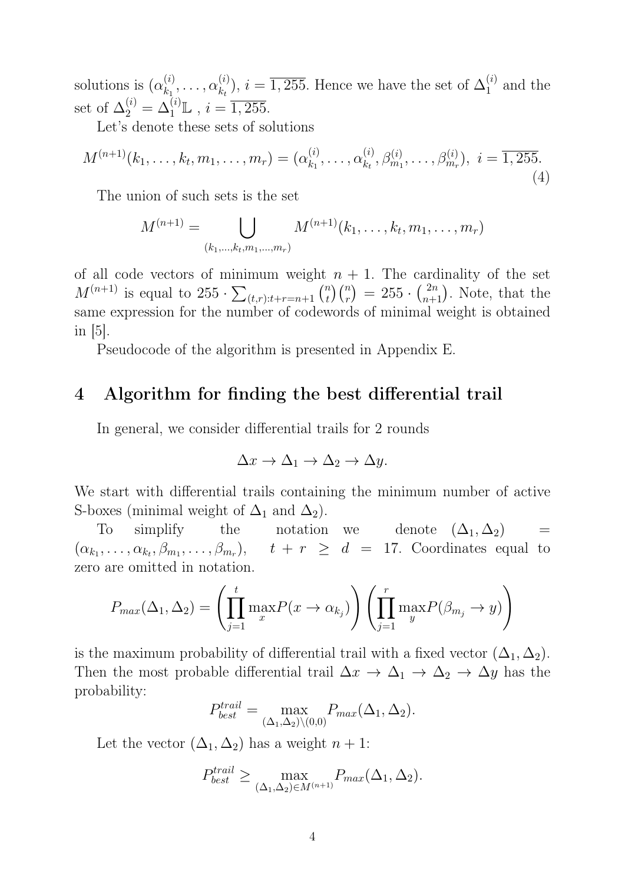solutions is $(\alpha_{k_1}^{(i)}, \ldots, \alpha_{k_t}^{(i)})$, $i = \overline{1, 255}$. Hence we have the set of $\Delta_1^{(i)}$ and the set of $\Delta_2^{(i)} = \Delta_1^{(i)}\mathbb{L}$ , $i = \overline{1, 255}$.

Let's denote these sets of solutions

$$M^{(n+1)}(k_1, \ldots, k_t, m_1, \ldots, m_r) = (\alpha_{k_1}^{(i)}, \ldots, \alpha_{k_t}^{(i)}, \beta_{m_1}^{(i)}, \ldots, \beta_{m_r}^{(i)}),\ i = \overline{1, 255}. \tag{4}$$

The union of such sets is the set

$$M^{(n+1)} = \bigcup_{(k_1, \ldots, k_t, m_1, \ldots, m_r)} M^{(n+1)}(k_1, \ldots, k_t, m_1, \ldots, m_r)$$

of all code vectors of minimum weight $n+1$. The cardinality of the set $M^{(n+1)}$ is equal to $255 \cdot \sum_{(t,r): t+r=n+1} \binom{n}{t}\binom{n}{r} = 255 \cdot \binom{2n}{n+1}$. Note, that the same expression for the number of codewords of minimal weight is obtained in [5].

Pseudocode of the algorithm is presented in Appendix E.

## 4 Algorithm for finding the best differential trail

In general, we consider differential trails for 2 rounds

$$\Delta x \to \Delta_1 \to \Delta_2 \to \Delta y.$$

We start with differential trails containing the minimum number of active S-boxes (minimal weight of $\Delta_1$ and $\Delta_2$).

To simplify the notation we denote $(\Delta_1, \Delta_2) = (\alpha_{k_1}, \ldots, \alpha_{k_t}, \beta_{m_1}, \ldots, \beta_{m_r})$, $t + r \geq d = 17$. Coordinates equal to zero are omitted in notation.

$$P_{max}(\Delta_1, \Delta_2) = \left(\prod_{j=1}^{t} \max_x P(x \to \alpha_{k_j})\right)\left(\prod_{j=1}^{r} \max_y P(\beta_{m_j} \to y)\right)$$

is the maximum probability of differential trail with a fixed vector $(\Delta_1, \Delta_2)$. Then the most probable differential trail $\Delta x \to \Delta_1 \to \Delta_2 \to \Delta y$ has the probability:

$$P_{best}^{trail} = \max_{(\Delta_1, \Delta_2) \setminus (0,0)} P_{max}(\Delta_1, \Delta_2).$$

Let the vector $(\Delta_1, \Delta_2)$ has a weight $n+1$:

$$P_{best}^{trail} \geq \max_{(\Delta_1, \Delta_2) \in M^{(n+1)}} P_{max}(\Delta_1, \Delta_2).$$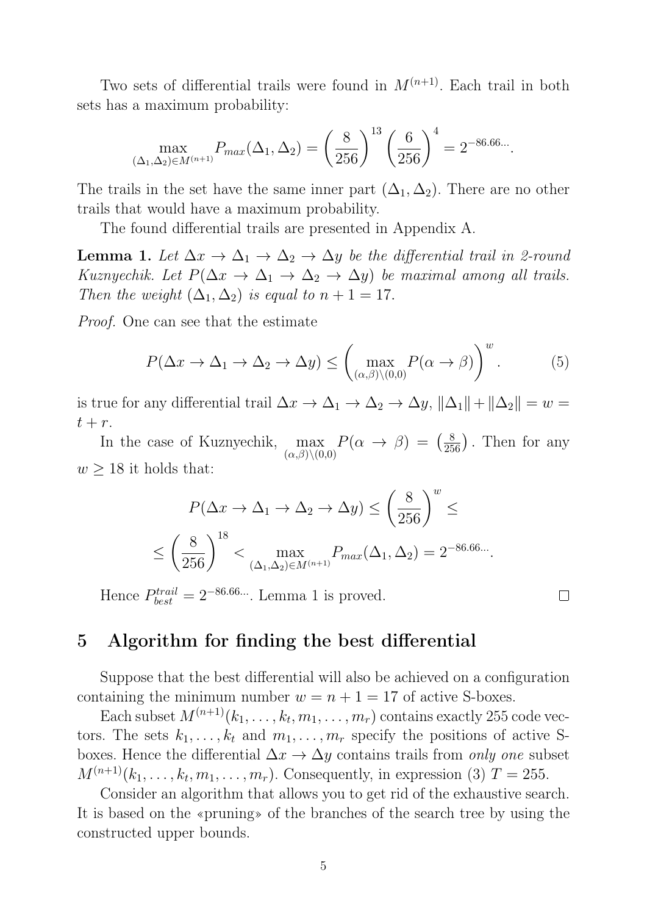Two sets of differential trails were found in $M^{(n+1)}$. Each trail in both sets has a maximum probability:

$$\max_{(\Delta_1, \Delta_2) \in M^{(n+1)}} P_{max}(\Delta_1, \Delta_2) = \left(\frac{8}{256}\right)^{13} \left(\frac{6}{256}\right)^{4} = 2^{-86.66...}.$$

The trails in the set have the same inner part $(\Delta_1, \Delta_2)$. There are no other trails that would have a maximum probability.

The found differential trails are presented in Appendix A.

**Lemma 1.** *Let $\Delta x \to \Delta_1 \to \Delta_2 \to \Delta y$ be the differential trail in 2-round Kuznyechik. Let $P(\Delta x \to \Delta_1 \to \Delta_2 \to \Delta y)$ be maximal among all trails. Then the weight $(\Delta_1, \Delta_2)$ is equal to $n + 1 = 17$.*

*Proof.* One can see that the estimate

$$P(\Delta x \to \Delta_1 \to \Delta_2 \to \Delta y) \le \left( \max_{(\alpha, \beta) \setminus (0,0)} P(\alpha \to \beta) \right)^{w}. \tag{5}$$

is true for any differential trail $\Delta x \to \Delta_1 \to \Delta_2 \to \Delta y$, $\|\Delta_1\| + \|\Delta_2\| = w = t + r$.

In the case of Kuznyechik, $\max\limits_{(\alpha,\beta) \setminus (0,0)} P(\alpha \to \beta) = \left(\frac{8}{256}\right)$. Then for any $w \ge 18$ it holds that:

$$P(\Delta x \to \Delta_1 \to \Delta_2 \to \Delta y) \le \left(\frac{8}{256}\right)^{w} \le$$

$$\le \left(\frac{8}{256}\right)^{18} < \max_{(\Delta_1, \Delta_2) \in M^{(n+1)}} P_{max}(\Delta_1, \Delta_2) = 2^{-86.66...}.$$

Hence $P^{trail}_{best} = 2^{-86.66...}$. Lemma 1 is proved. $\square$

## 5 Algorithm for finding the best differential

Suppose that the best differential will also be achieved on a configuration containing the minimum number $w = n + 1 = 17$ of active S-boxes.

Each subset $M^{(n+1)}(k_1, \dots, k_t, m_1, \dots, m_r)$ contains exactly 255 code vectors. The sets $k_1, \dots, k_t$ and $m_1, \dots, m_r$ specify the positions of active S-boxes. Hence the differential $\Delta x \to \Delta y$ contains trails from *only one* subset $M^{(n+1)}(k_1, \dots, k_t, m_1, \dots, m_r)$. Consequently, in expression (3) $T = 255$.

Consider an algorithm that allows you to get rid of the exhaustive search. It is based on the «pruning» of the branches of the search tree by using the constructed upper bounds.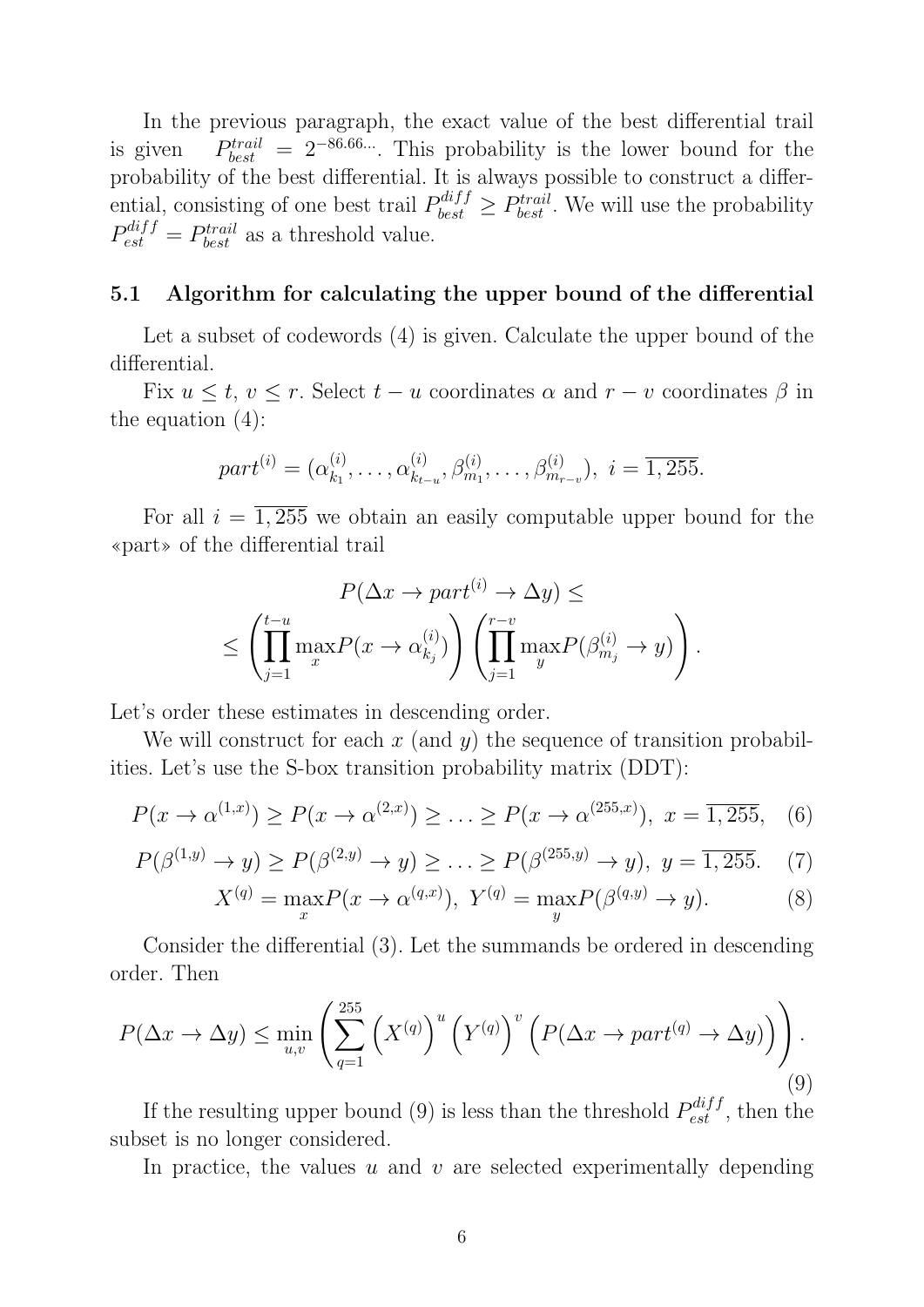In the previous paragraph, the exact value of the best differential trail is given $P_{best}^{trail} = 2^{-86.66...}$. This probability is the lower bound for the probability of the best differential. It is always possible to construct a differential, consisting of one best trail $P_{best}^{diff} \geq P_{best}^{trail}$. We will use the probability $P_{est}^{diff} = P_{best}^{trail}$ as a threshold value.

### 5.1 Algorithm for calculating the upper bound of the differential

Let a subset of codewords (4) is given. Calculate the upper bound of the differential.

Fix $u \leq t$, $v \leq r$. Select $t-u$ coordinates $\alpha$ and $r-v$ coordinates $\beta$ in the equation (4):

$$part^{(i)} = (\alpha_{k_1}^{(i)}, \ldots, \alpha_{k_{t-u}}^{(i)}, \beta_{m_1}^{(i)}, \ldots, \beta_{m_{r-v}}^{(i)}),\ i = \overline{1, 255}.$$

For all $i = \overline{1, 255}$ we obtain an easily computable upper bound for the «part» of the differential trail

$$P(\Delta x \to part^{(i)} \to \Delta y) \leq$$
$$\leq \left( \prod_{j=1}^{t-u} \max_x P(x \to \alpha_{k_j}^{(i)}) \right) \left( \prod_{j=1}^{r-v} \max_y P(\beta_{m_j}^{(i)} \to y) \right).$$

Let's order these estimates in descending order.

We will construct for each $x$ (and $y$) the sequence of transition probabilities. Let's use the S-box transition probability matrix (DDT):

$$P(x \to \alpha^{(1,x)}) \geq P(x \to \alpha^{(2,x)}) \geq \ldots \geq P(x \to \alpha^{(255,x)}),\ x = \overline{1, 255}, \quad (6)$$

$$P(\beta^{(1,y)} \to y) \geq P(\beta^{(2,y)} \to y) \geq \ldots \geq P(\beta^{(255,y)} \to y),\ y = \overline{1, 255}. \quad (7)$$

$$X^{(q)} = \max_x P(x \to \alpha^{(q,x)}),\ Y^{(q)} = \max_y P(\beta^{(q,y)} \to y). \quad (8)$$

Consider the differential (3). Let the summands be ordered in descending order. Then

$$P(\Delta x \to \Delta y) \leq \min_{u,v} \left( \sum_{q=1}^{255} \left( X^{(q)} \right)^u \left( Y^{(q)} \right)^v \left( P(\Delta x \to part^{(q)} \to \Delta y) \right) \right). \quad (9)$$

If the resulting upper bound (9) is less than the threshold $P_{est}^{diff}$, then the subset is no longer considered.

In practice, the values $u$ and $v$ are selected experimentally depending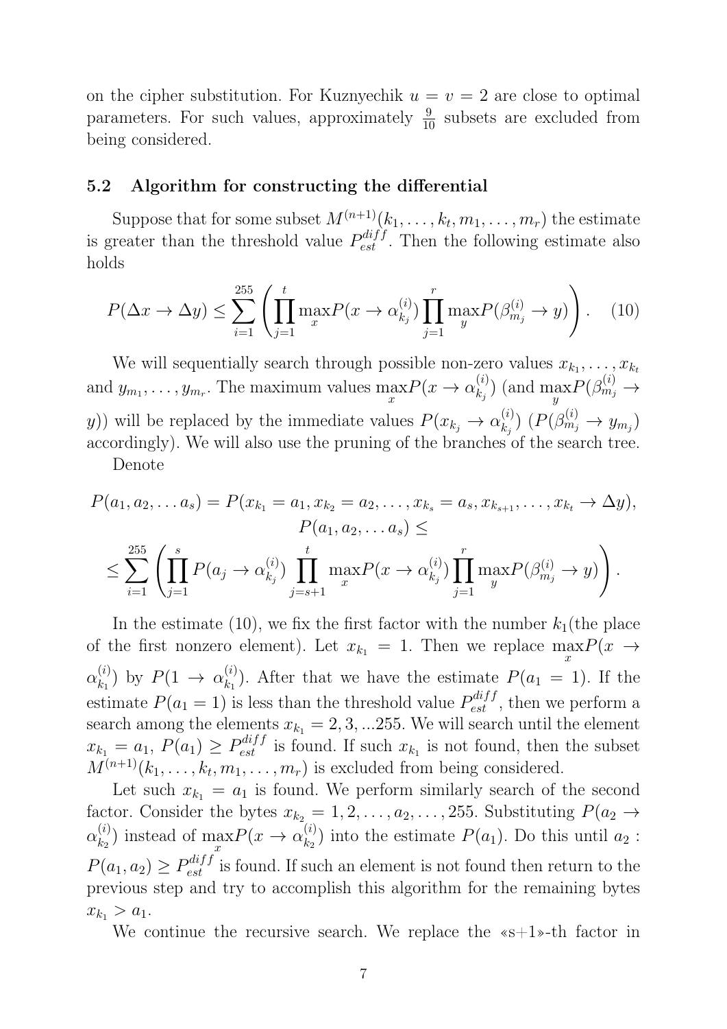on the cipher substitution. For Kuznyechik $u = v = 2$ are close to optimal parameters. For such values, approximately $\frac{9}{10}$ subsets are excluded from being considered.

### 5.2 Algorithm for constructing the differential

Suppose that for some subset $M^{(n+1)}(k_1, \ldots, k_t, m_1, \ldots, m_r)$ the estimate is greater than the threshold value $P_{est}^{diff}$. Then the following estimate also holds

$$P(\Delta x \to \Delta y) \leq \sum_{i=1}^{255} \left( \prod_{j=1}^{t} \max_x P(x \to \alpha_{k_j}^{(i)}) \prod_{j=1}^{r} \max_y P(\beta_{m_j}^{(i)} \to y) \right). \quad (10)$$

We will sequentially search through possible non-zero values $x_{k_1}, \ldots, x_{k_t}$ and $y_{m_1}, \ldots, y_{m_r}$. The maximum values $\max_x P(x \to \alpha_{k_j}^{(i)})$ (and $\max_y P(\beta_{m_j}^{(i)} \to y)$) will be replaced by the immediate values $P(x_{k_j} \to \alpha_{k_j}^{(i)})$ ($P(\beta_{m_j}^{(i)} \to y_{m_j})$ accordingly). We will also use the pruning of the branches of the search tree.

Denote

$$P(a_1, a_2, \ldots a_s) = P(x_{k_1} = a_1, x_{k_2} = a_2, \ldots, x_{k_s} = a_s, x_{k_{s+1}}, \ldots, x_{k_t} \to \Delta y),$$
$$P(a_1, a_2, \ldots a_s) \leq$$
$$\leq \sum_{i=1}^{255} \left( \prod_{j=1}^{s} P(a_j \to \alpha_{k_j}^{(i)}) \prod_{j=s+1}^{t} \max_x P(x \to \alpha_{k_j}^{(i)}) \prod_{j=1}^{r} \max_y P(\beta_{m_j}^{(i)} \to y) \right).$$

In the estimate (10), we fix the first factor with the number $k_1$(the place of the first nonzero element). Let $x_{k_1} = 1$. Then we replace $\max_x P(x \to \alpha_{k_1}^{(i)})$ by $P(1 \to \alpha_{k_1}^{(i)})$. After that we have the estimate $P(a_1 = 1)$. If the estimate $P(a_1 = 1)$ is less than the threshold value $P_{est}^{diff}$, then we perform a search among the elements $x_{k_1} = 2, 3, \ldots 255$. We will search until the element $x_{k_1} = a_1$, $P(a_1) \geq P_{est}^{diff}$ is found. If such $x_{k_1}$ is not found, then the subset $M^{(n+1)}(k_1, \ldots, k_t, m_1, \ldots, m_r)$ is excluded from being considered.

Let such $x_{k_1} = a_1$ is found. We perform similarly search of the second factor. Consider the bytes $x_{k_2} = 1, 2, \ldots, a_2, \ldots, 255$. Substituting $P(a_2 \to \alpha_{k_2}^{(i)})$ instead of $\max_x P(x \to \alpha_{k_2}^{(i)})$ into the estimate $P(a_1)$. Do this until $a_2$ : $P(a_1, a_2) \geq P_{est}^{diff}$ is found. If such an element is not found then return to the previous step and try to accomplish this algorithm for the remaining bytes $x_{k_1} > a_1$.

We continue the recursive search. We replace the «s+1»-th factor in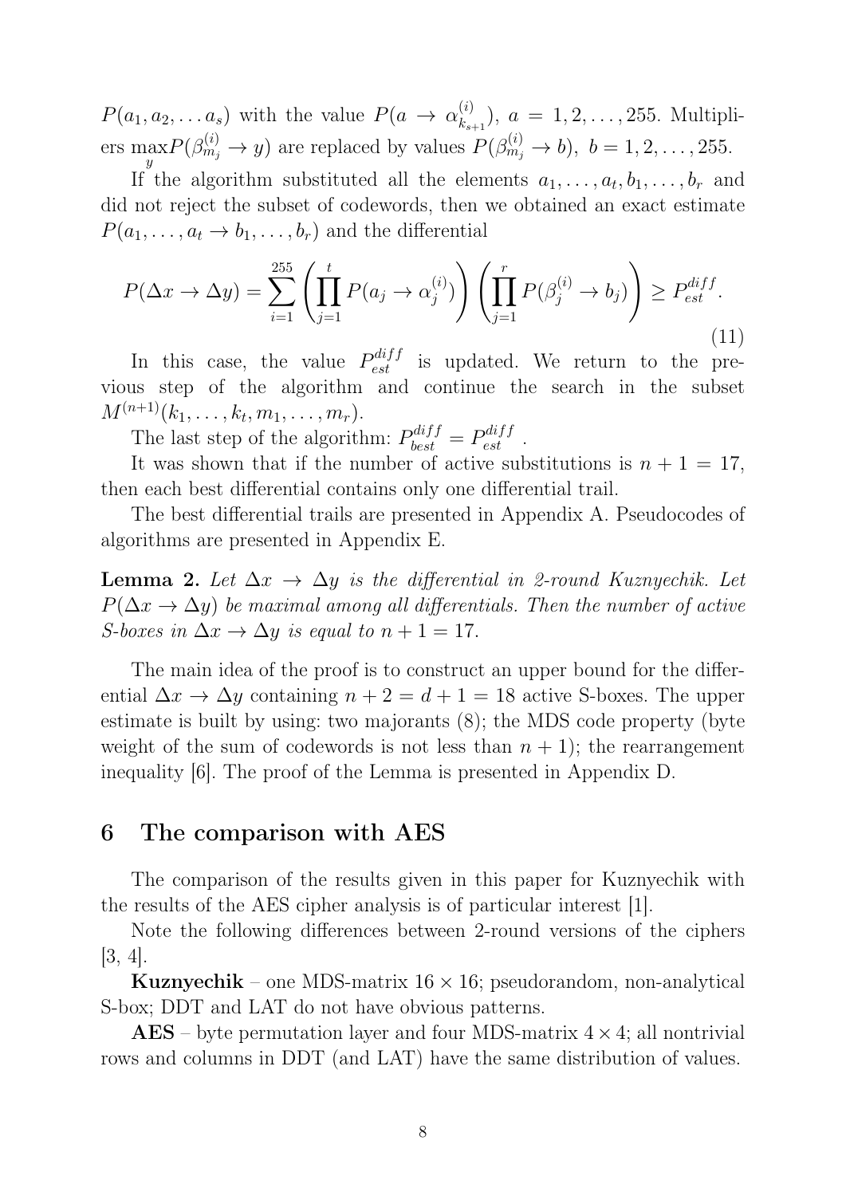$P(a_1, a_2, \ldots a_s)$ with the value $P(a \to \alpha_{k_{s+1}}^{(i)})$, $a = 1, 2, \ldots, 255$. Multipliers $\max\limits_{y} P(\beta_{m_j}^{(i)} \to y)$ are replaced by values $P(\beta_{m_j}^{(i)} \to b)$, $b = 1, 2, \ldots, 255$.

If the algorithm substituted all the elements $a_1, \ldots, a_t, b_1, \ldots, b_r$ and did not reject the subset of codewords, then we obtained an exact estimate $P(a_1, \ldots, a_t \to b_1, \ldots, b_r)$ and the differential

$$P(\Delta x \to \Delta y) = \sum_{i=1}^{255} \left( \prod_{j=1}^{t} P(a_j \to \alpha_j^{(i)}) \right) \left( \prod_{j=1}^{r} P(\beta_j^{(i)} \to b_j) \right) \geq P_{est}^{diff}. \tag{11}$$

In this case, the value $P_{est}^{diff}$ is updated. We return to the previous step of the algorithm and continue the search in the subset $M^{(n+1)}(k_1, \ldots, k_t, m_1, \ldots, m_r)$.

The last step of the algorithm: $P_{best}^{diff} = P_{est}^{diff}$ .

It was shown that if the number of active substitutions is $n + 1 = 17$, then each best differential contains only one differential trail.

The best differential trails are presented in Appendix A. Pseudocodes of algorithms are presented in Appendix E.

**Lemma 2.** *Let $\Delta x \to \Delta y$ is the differential in 2-round Kuznyechik. Let $P(\Delta x \to \Delta y)$ be maximal among all differentials. Then the number of active S-boxes in $\Delta x \to \Delta y$ is equal to $n + 1 = 17$.*

The main idea of the proof is to construct an upper bound for the differential $\Delta x \to \Delta y$ containing $n + 2 = d + 1 = 18$ active S-boxes. The upper estimate is built by using: two majorants (8); the MDS code property (byte weight of the sum of codewords is not less than $n + 1$); the rearrangement inequality [6]. The proof of the Lemma is presented in Appendix D.

## 6 The comparison with AES

The comparison of the results given in this paper for Kuznyechik with the results of the AES cipher analysis is of particular interest [1].

Note the following differences between 2-round versions of the ciphers [3, 4].

**Kuznyechik** – one MDS-matrix $16 \times 16$; pseudorandom, non-analytical S-box; DDT and LAT do not have obvious patterns.

**AES** – byte permutation layer and four MDS-matrix $4 \times 4$; all nontrivial rows and columns in DDT (and LAT) have the same distribution of values.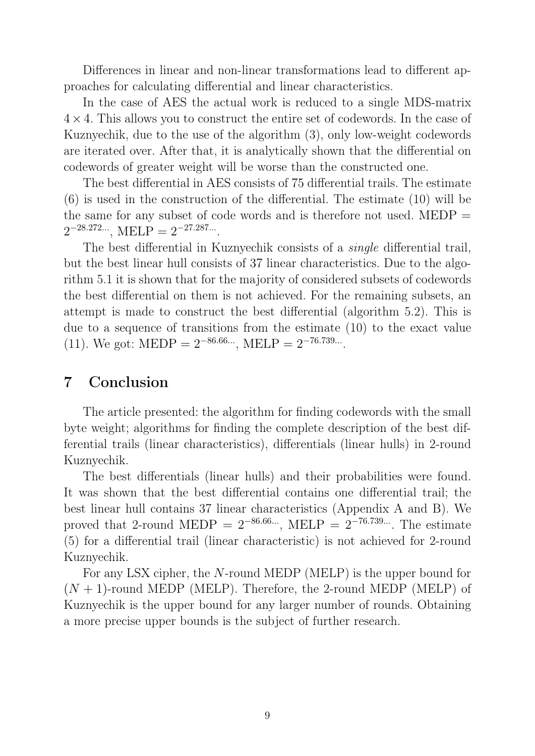Differences in linear and non-linear transformations lead to different approaches for calculating differential and linear characteristics.

In the case of AES the actual work is reduced to a single MDS-matrix $4 \times 4$. This allows you to construct the entire set of codewords. In the case of Kuznyechik, due to the use of the algorithm (3), only low-weight codewords are iterated over. After that, it is analytically shown that the differential on codewords of greater weight will be worse than the constructed one.

The best differential in AES consists of 75 differential trails. The estimate (6) is used in the construction of the differential. The estimate (10) will be the same for any subset of code words and is therefore not used. $\mathrm{MEDP} = 2^{-28.272\ldots}$, $\mathrm{MELP} = 2^{-27.287\ldots}$.

The best differential in Kuznyechik consists of a *single* differential trail, but the best linear hull consists of 37 linear characteristics. Due to the algorithm 5.1 it is shown that for the majority of considered subsets of codewords the best differential on them is not achieved. For the remaining subsets, an attempt is made to construct the best differential (algorithm 5.2). This is due to a sequence of transitions from the estimate (10) to the exact value (11). We got: $\mathrm{MEDP} = 2^{-86.66\ldots}$, $\mathrm{MELP} = 2^{-76.739\ldots}$.

## 7 Conclusion

The article presented: the algorithm for finding codewords with the small byte weight; algorithms for finding the complete description of the best differential trails (linear characteristics), differentials (linear hulls) in 2-round Kuznyechik.

The best differentials (linear hulls) and their probabilities were found. It was shown that the best differential contains one differential trail; the best linear hull contains 37 linear characteristics (Appendix A and B). We proved that 2-round $\mathrm{MEDP} = 2^{-86.66\ldots}$, $\mathrm{MELP} = 2^{-76.739\ldots}$. The estimate (5) for a differential trail (linear characteristic) is not achieved for 2-round Kuznyechik.

For any LSX cipher, the $N$-round MEDP (MELP) is the upper bound for $(N+1)$-round MEDP (MELP). Therefore, the 2-round MEDP (MELP) of Kuznyechik is the upper bound for any larger number of rounds. Obtaining a more precise upper bounds is the subject of further research.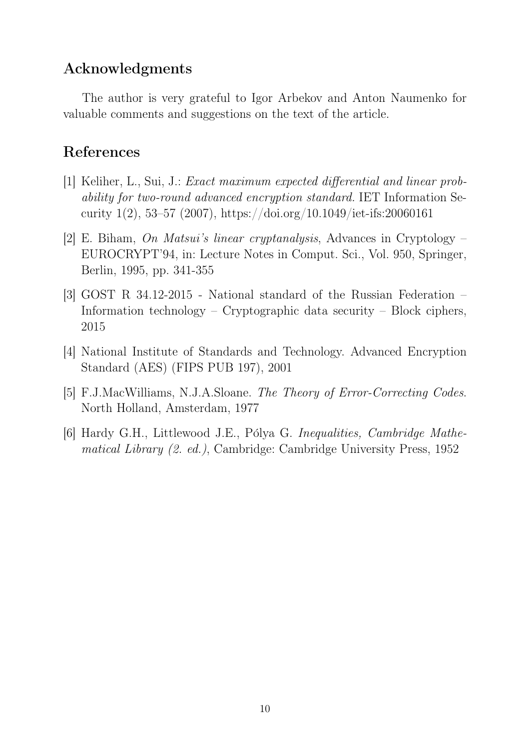## Acknowledgments

The author is very grateful to Igor Arbekov and Anton Naumenko for valuable comments and suggestions on the text of the article.

## References

[1] Keliher, L., Sui, J.: *Exact maximum expected differential and linear probability for two-round advanced encryption standard*. IET Information Security 1(2), 53–57 (2007), https://doi.org/10.1049/iet-ifs:20060161

[2] E. Biham, *On Matsui's linear cryptanalysis*, Advances in Cryptology – EUROCRYPT'94, in: Lecture Notes in Comput. Sci., Vol. 950, Springer, Berlin, 1995, pp. 341-355

[3] GOST R 34.12-2015 - National standard of the Russian Federation – Information technology – Cryptographic data security – Block ciphers, 2015

[4] National Institute of Standards and Technology. Advanced Encryption Standard (AES) (FIPS PUB 197), 2001

[5] F.J.MacWilliams, N.J.A.Sloane. *The Theory of Error-Correcting Codes*. North Holland, Amsterdam, 1977

[6] Hardy G.H., Littlewood J.E., Pólya G. *Inequalities, Cambridge Mathematical Library (2. ed.)*, Cambridge: Cambridge University Press, 1952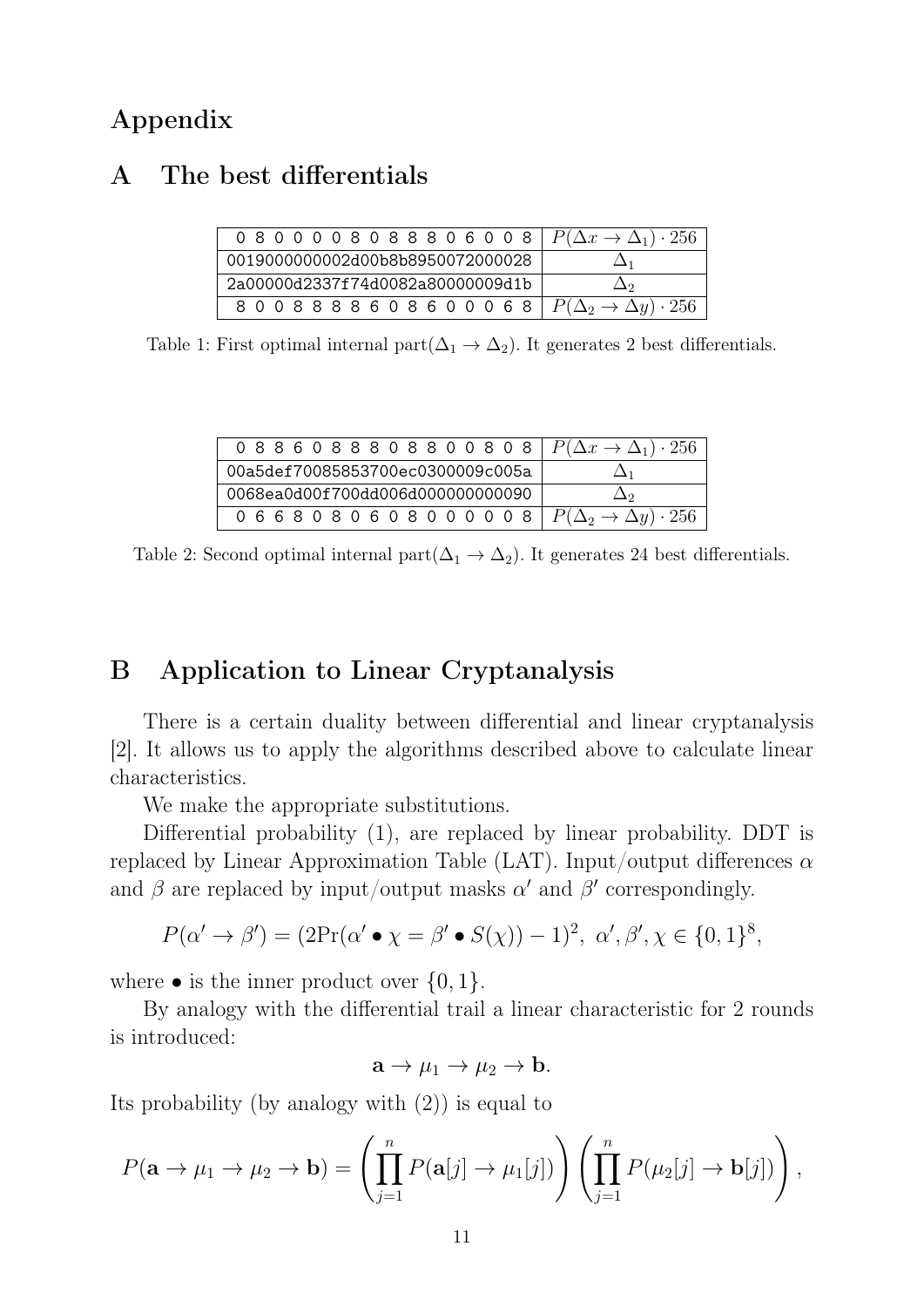# Appendix

# A The best differentials

| 0 8 0 0 0 0 8 0 8 8 8 0 6 0 0 8 | $P(\Delta x \to \Delta_1) \cdot 256$ |
|---|---|
| 0019000000002d00b8b8950072000028 | $\Delta_1$ |
| 2a00000d2337f74d0082a80000009d1b | $\Delta_2$ |
| 8 0 0 8 8 8 8 6 0 8 6 0 0 0 6 8 | $P(\Delta_2 \to \Delta y) \cdot 256$ |

Table 1: First optimal internal part($\Delta_1 \to \Delta_2$). It generates 2 best differentials.

| 0 8 8 6 0 8 8 8 0 8 8 0 0 8 0 8 | $P(\Delta x \to \Delta_1) \cdot 256$ |
|---|---|
| 00a5def70085853700ec0300009c005a | $\Delta_1$ |
| 0068ea0d00f700dd006d000000000090 | $\Delta_2$ |
| 0 6 6 8 0 8 0 6 0 8 0 0 0 0 0 8 | $P(\Delta_2 \to \Delta y) \cdot 256$ |

Table 2: Second optimal internal part($\Delta_1 \to \Delta_2$). It generates 24 best differentials.

# B Application to Linear Cryptanalysis

There is a certain duality between differential and linear cryptanalysis [2]. It allows us to apply the algorithms described above to calculate linear characteristics.

We make the appropriate substitutions.

Differential probability (1), are replaced by linear probability. DDT is replaced by Linear Approximation Table (LAT). Input/output differences $\alpha$ and $\beta$ are replaced by input/output masks $\alpha'$ and $\beta'$ correspondingly.

$$P(\alpha' \to \beta') = (2\Pr(\alpha' \bullet \chi = \beta' \bullet S(\chi)) - 1)^2,\ \alpha', \beta', \chi \in \{0,1\}^8,$$

where $\bullet$ is the inner product over $\{0,1\}$.

By analogy with the differential trail a linear characteristic for 2 rounds is introduced:

$$\mathbf{a} \to \mu_1 \to \mu_2 \to \mathbf{b}.$$

Its probability (by analogy with (2)) is equal to

$$P(\mathbf{a} \to \mu_1 \to \mu_2 \to \mathbf{b}) = \left( \prod_{j=1}^{n} P(\mathbf{a}[j] \to \mu_1[j]) \right) \left( \prod_{j=1}^{n} P(\mu_2[j] \to \mathbf{b}[j]) \right),$$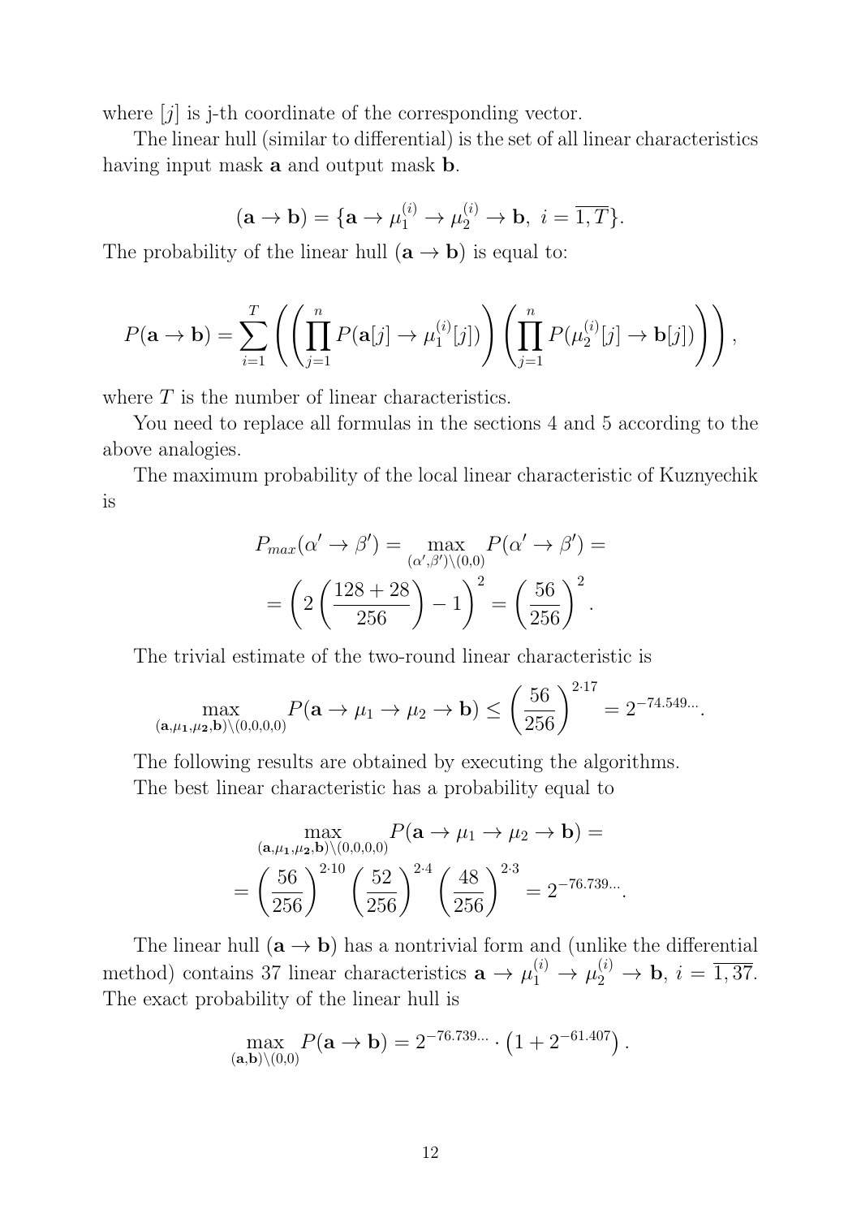where $[j]$ is j-th coordinate of the corresponding vector.

The linear hull (similar to differential) is the set of all linear characteristics having input mask $\mathbf{a}$ and output mask $\mathbf{b}$.

$$(\mathbf{a} \to \mathbf{b}) = \{\mathbf{a} \to \mu_1^{(i)} \to \mu_2^{(i)} \to \mathbf{b},\ i = \overline{1, T}\}.$$

The probability of the linear hull $(\mathbf{a} \to \mathbf{b})$ is equal to:

$$P(\mathbf{a} \to \mathbf{b}) = \sum_{i=1}^{T} \left( \left( \prod_{j=1}^{n} P(\mathbf{a}[j] \to \mu_1^{(i)}[j]) \right) \left( \prod_{j=1}^{n} P(\mu_2^{(i)}[j] \to \mathbf{b}[j]) \right) \right),$$

where $T$ is the number of linear characteristics.

You need to replace all formulas in the sections 4 and 5 according to the above analogies.

The maximum probability of the local linear characteristic of Kuznyechik is

$$P_{max}(\alpha' \to \beta') = \max_{(\alpha', \beta') \setminus (0,0)} P(\alpha' \to \beta') =$$
$$= \left( 2 \left( \frac{128 + 28}{256} \right) - 1 \right)^2 = \left( \frac{56}{256} \right)^2.$$

The trivial estimate of the two-round linear characteristic is

$$\max_{(\mathbf{a}, \mu_1, \mu_2, \mathbf{b}) \setminus (0,0,0,0)} P(\mathbf{a} \to \mu_1 \to \mu_2 \to \mathbf{b}) \leq \left( \frac{56}{256} \right)^{2 \cdot 17} = 2^{-74.549...}.$$

The following results are obtained by executing the algorithms.

The best linear characteristic has a probability equal to

$$\max_{(\mathbf{a}, \mu_1, \mu_2, \mathbf{b}) \setminus (0,0,0,0)} P(\mathbf{a} \to \mu_1 \to \mu_2 \to \mathbf{b}) =$$
$$= \left( \frac{56}{256} \right)^{2 \cdot 10} \left( \frac{52}{256} \right)^{2 \cdot 4} \left( \frac{48}{256} \right)^{2 \cdot 3} = 2^{-76.739...}.$$

The linear hull $(\mathbf{a} \to \mathbf{b})$ has a nontrivial form and (unlike the differential method) contains 37 linear characteristics $\mathbf{a} \to \mu_1^{(i)} \to \mu_2^{(i)} \to \mathbf{b},\ i = \overline{1, 37}$. The exact probability of the linear hull is

$$\max_{(\mathbf{a}, \mathbf{b}) \setminus (0,0)} P(\mathbf{a} \to \mathbf{b}) = 2^{-76.739...} \cdot \left( 1 + 2^{-61.407} \right).$$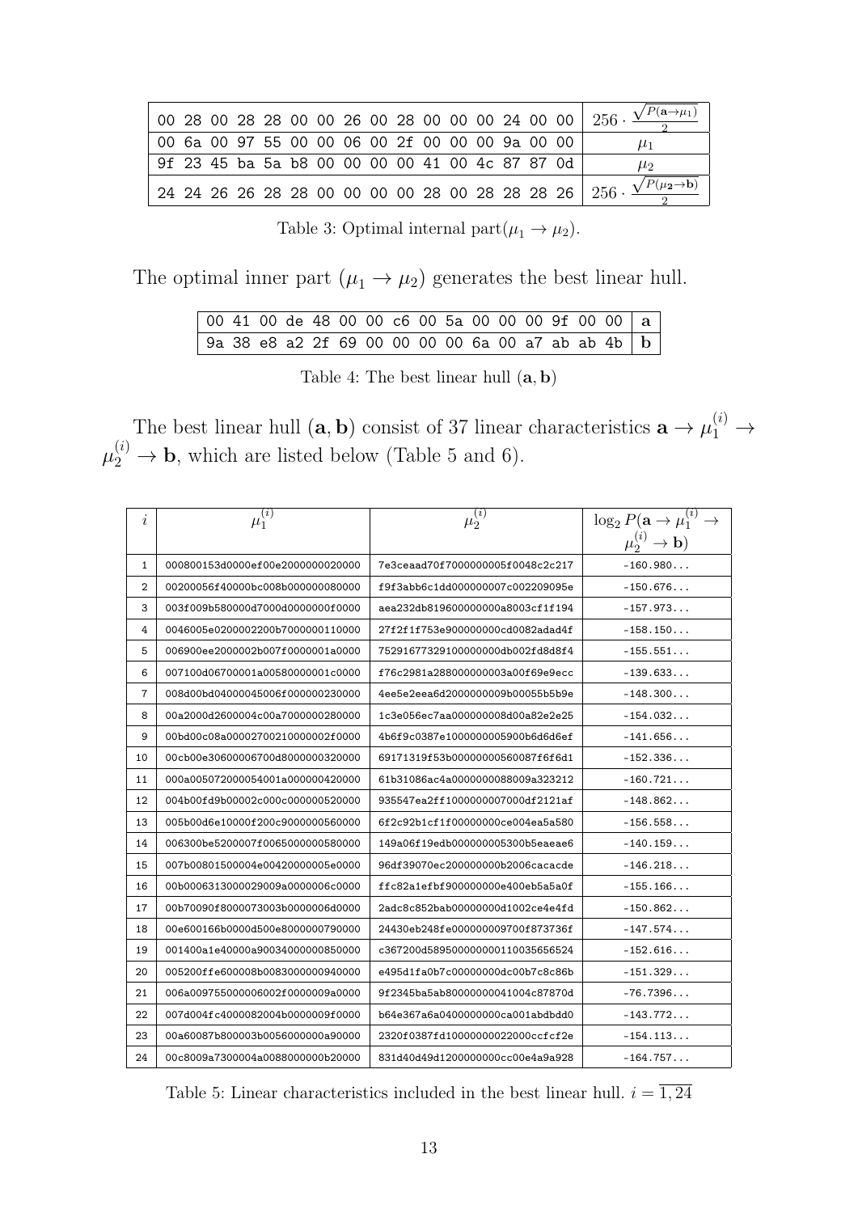| 00 28 00 28 28 00 00 26 00 28 00 00 00 24 00 00 | $256 \cdot \frac{\sqrt{P(\mathbf{a} \to \mu_1)}}{2}$ |
|---|---|
| 00 6a 00 97 55 00 00 06 00 2f 00 00 00 9a 00 00 | $\mu_1$ |
| 9f 23 45 ba 5a b8 00 00 00 00 41 00 4c 87 87 0d | $\mu_2$ |
| 24 24 26 26 28 28 00 00 00 00 28 00 28 28 28 26 | $256 \cdot \frac{\sqrt{P(\mu_2 \to \mathbf{b})}}{2}$ |

Table 3: Optimal internal part$(\mu_1 \to \mu_2)$.

The optimal inner part $(\mu_1 \to \mu_2)$ generates the best linear hull.

| 00 41 00 de 48 00 00 c6 00 5a 00 00 00 9f 00 00 | $\mathbf{a}$ |
|---|---|
| 9a 38 e8 a2 2f 69 00 00 00 00 6a 00 a7 ab ab 4b | $\mathbf{b}$ |

Table 4: The best linear hull $(\mathbf{a}, \mathbf{b})$

The best linear hull $(\mathbf{a}, \mathbf{b})$ consist of 37 linear characteristics $\mathbf{a} \to \mu_1^{(i)} \to \mu_2^{(i)} \to \mathbf{b}$, which are listed below (Table 5 and 6).

| $i$ | $\mu_1^{(i)}$ | $\mu_2^{(i)}$ | $\log_2 P(\mathbf{a} \to \mu_1^{(i)} \to \mu_2^{(i)} \to \mathbf{b})$ |
|---|---|---|---|
| 1 | 000800153d0000ef00e2000000020000 | 7e3ceaad70f7000000005f0048c2c217 | -160.980... |
| 2 | 00200056f40000bc008b000000080000 | f9f3abb6c1dd000000007c002209095e | -150.676... |
| 3 | 003f009b580000d7000d0000000f0000 | aea232db819600000000a8003cf1f194 | -157.973... |
| 4 | 0046005e0200002200b7000000110000 | 27f2f1f753e900000000cd0082adad4f | -158.150... |
| 5 | 006900ee2000002b007f0000001a0000 | 75291677329100000000db002fd8d8f4 | -155.551... |
| 6 | 007100d06700001a00580000001c0000 | f76c2981a288000000003a00f69e9ecc | -139.633... |
| 7 | 008d00bd04000045006f000000230000 | 4ee5e2eea6d2000000009b00055b5b9e | -148.300... |
| 8 | 00a2000d2600004c00a7000000280000 | 1c3e056ec7aa000000008d00a82e2e25 | -154.032... |
| 9 | 00bd00c08a00002700210000002f0000 | 4b6f9c0387e1000000005900b6d6d6ef | -141.656... |
| 10 | 00cb00e30600006700d8000000320000 | 69171319f53b00000000560087f6f6d1 | -152.336... |
| 11 | 000a005072000054001a000000420000 | 61b31086ac4a0000000088009a323212 | -160.721... |
| 12 | 004b00fd9b00002c000c000000520000 | 935547ea2ff1000000007000df2121af | -148.862... |
| 13 | 005b00d6e10000f200c9000000560000 | 6f2c92b1cf1f00000000ce004ea5a580 | -156.558... |
| 14 | 006300be5200007f0065000000580000 | 149a06f19edb000000005300b5eaeae6 | -140.159... |
| 15 | 007b00801500004e00420000005e0000 | 96df39070ec200000000b2006cacacde | -146.218... |
| 16 | 00b0006313000029009a0000006c0000 | ffc82a1efbf900000000e400eb5a5a0f | -155.166... |
| 17 | 00b70090f8000073003b0000006d0000 | 2adc8c852bab00000000d1002ce4e4fd | -150.862... |
| 18 | 00e600166b0000d500e8000000790000 | 24430eb248fe000000009700f873736f | -147.574... |
| 19 | 001400a1e40000a90034000000850000 | c367200d58950000000110035656524 | -152.616... |
| 20 | 005200ffe600008b0083000000940000 | e495d1fa0b7c00000000dc00b7c8c86b | -151.329... |
| 21 | 006a009755000006002f0000009a0000 | 9f2345ba5ab80000000041004c87870d | -76.7396... |
| 22 | 007d004fc4000082004b0000009f0000 | b64e367a6a0400000000ca001abdbdd0 | -143.772... |
| 23 | 00a60087b800003b0056000000a90000 | 2320f0387fd10000000022000ccfcf2e | -154.113... |
| 24 | 00c8009a7300004a0088000000b20000 | 831d40d49d1200000000cc00e4a9a928 | -164.757... |

Table 5: Linear characteristics included in the best linear hull. $i = \overline{1, 24}$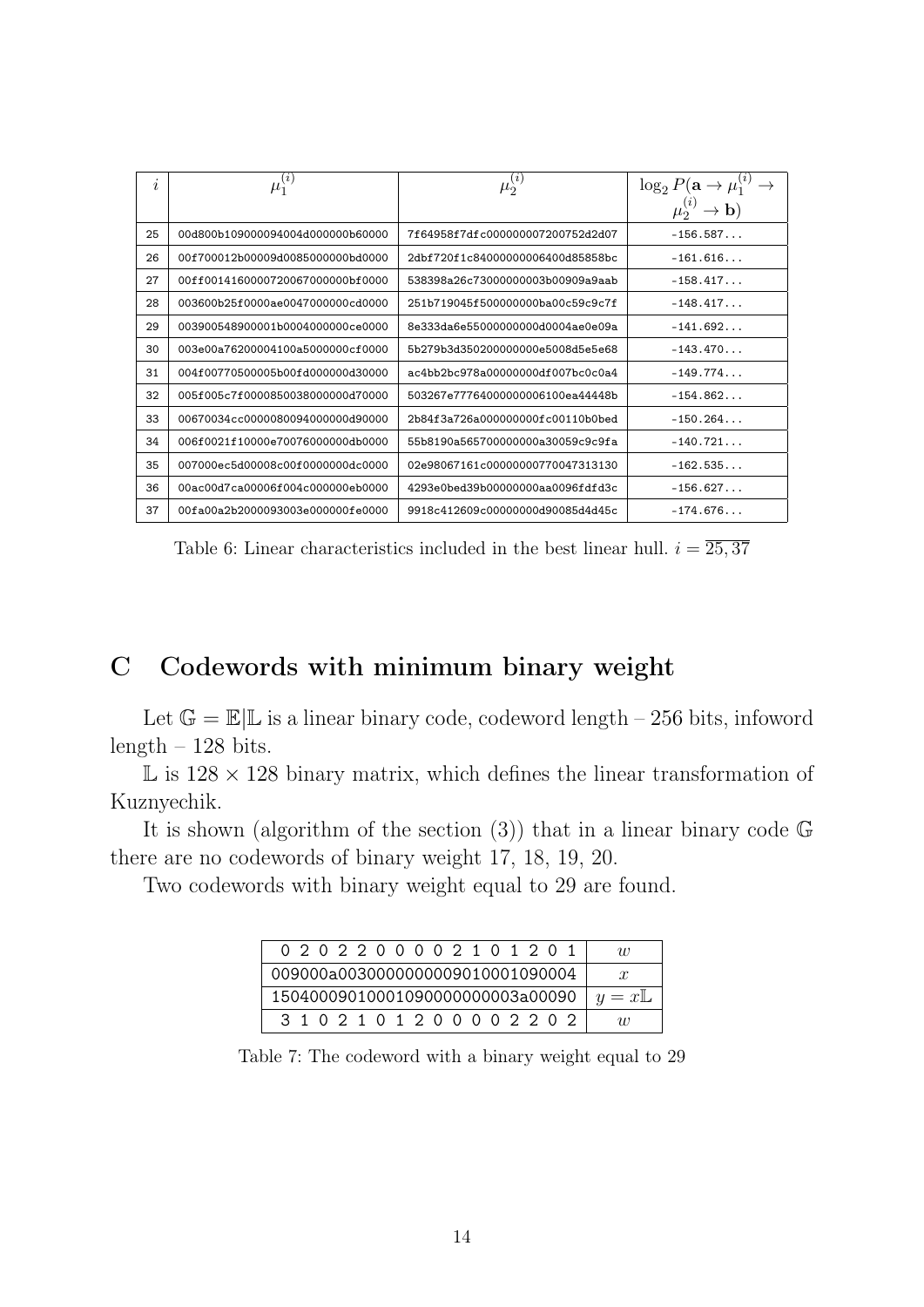| $i$ | $\mu_1^{(i)}$ | $\mu_2^{(i)}$ | $\log_2 P(\mathbf{a} \to \mu_1^{(i)} \to \mu_2^{(i)} \to \mathbf{b})$ |
|---|---|---|---|
| 25 | 00d800b109000094004d000000b60000 | 7f64958f7dfc000000007200752d2d07 | -156.587... |
| 26 | 00f700012b00009d0085000000bd0000 | 2dbf720f1c84000000006400d85858bc | -161.616... |
| 27 | 00ff001416000072006700000bf0000 | 538398a26c73000000003b00909a9aab | -158.417... |
| 28 | 003600b25f0000ae0047000000cd0000 | 251b719045f500000000ba00c59c9c7f | -148.417... |
| 29 | 003900548900001b0004000000ce0000 | 8e333da6e55000000000d0004ae0e09a | -141.692... |
| 30 | 003e00a76200004100a5000000cf0000 | 5b279b3d350200000000e5008d5e5e68 | -143.470... |
| 31 | 004f00770500005b00fd000000d30000 | ac4bb2bc978a00000000df007bc0c0a4 | -149.774... |
| 32 | 005f005c7f000085003800000d70000 | 503267e7776400000006100ea44448b | -154.862... |
| 33 | 00670034cc0000080094000000d90000 | 2b84f3a726a000000000fc00110b0bed | -150.264... |
| 34 | 006f0021f10000e70076000000db0000 | 55b8190a565700000000a30059c9c9fa | -140.721... |
| 35 | 007000ec5d00008c00f0000000dc0000 | 02e98067161c00000000770047313130 | -162.535... |
| 36 | 00ac00d7ca00006f004c000000eb0000 | 4293e0bed39b00000000aa0096fdfd3c | -156.627... |
| 37 | 00fa00a2b2000093003e000000fe0000 | 9918c412609c00000000d90085d4d45c | -174.676... |

Table 6: Linear characteristics included in the best linear hull. $i = \overline{25, 37}$

# C Codewords with minimum binary weight

Let $\mathbb{G} = \mathbb{E}|\mathbb{L}$ is a linear binary code, codeword length – 256 bits, infoword length – 128 bits.

$\mathbb{L}$ is $128 \times 128$ binary matrix, which defines the linear transformation of Kuznyechik.

It is shown (algorithm of the section (3)) that in a linear binary code $\mathbb{G}$ there are no codewords of binary weight 17, 18, 19, 20.

Two codewords with binary weight equal to 29 are found.

| 0 2 0 2 2 0 0 0 0 2 1 0 1 2 0 1 | $w$ |
|---|---|
| 009000a0030000000000901000109000​4 | $x$ |
| 15040009010001090000000003a00090 | $y = x\mathbb{L}$ |
| 3 1 0 2 1 0 1 2 0 0 0 0 2 2 0 2 | $w$ |

Table 7: The codeword with a binary weight equal to 29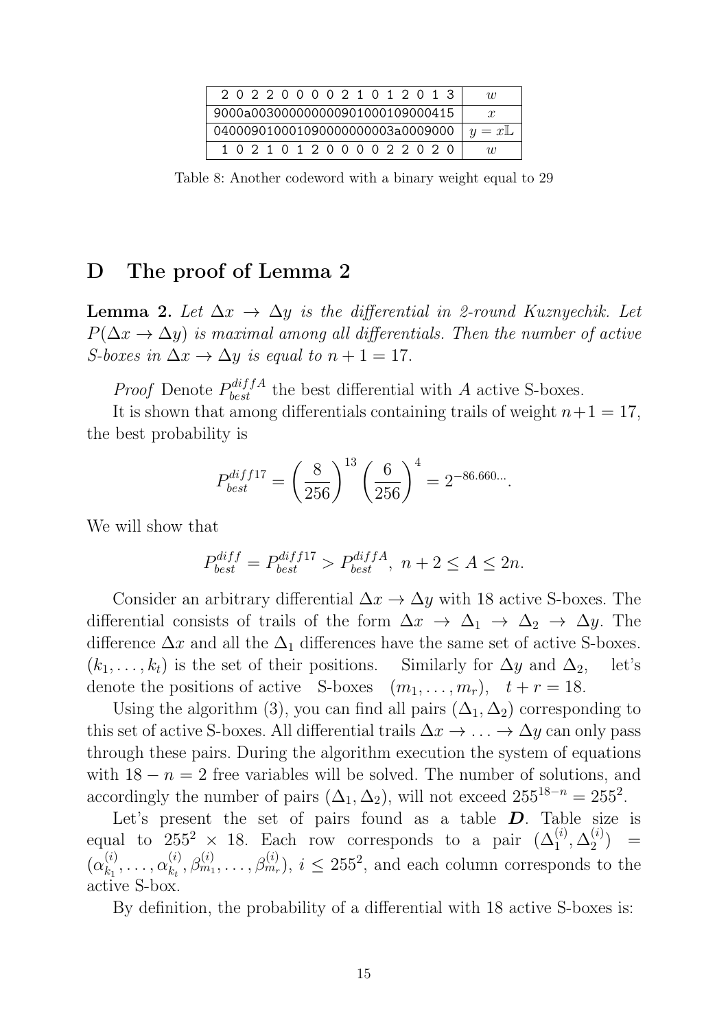| 2 0 2 2 0 0 0 0 2 1 0 1 2 0 1 3 | $w$ |
|---|---|
| 9000a00300000000000901000109000415 | $x$ |
| 04000901000109000000000003a0009000 | $y = x\mathbb{L}$ |
| 1 0 2 1 0 1 2 0 0 0 0 2 2 0 2 0 | $w$ |

Table 8: Another codeword with a binary weight equal to 29

# D The proof of Lemma 2

**Lemma 2.** *Let $\Delta x \to \Delta y$ is the differential in 2-round Kuznyechik. Let $P(\Delta x \to \Delta y)$ is maximal among all differentials. Then the number of active S-boxes in $\Delta x \to \Delta y$ is equal to $n + 1 = 17$.*

*Proof* Denote $P_{best}^{diffA}$ the best differential with $A$ active S-boxes.

It is shown that among differentials containing trails of weight $n+1 = 17$, the best probability is

$$P_{best}^{diff17} = \left(\frac{8}{256}\right)^{13} \left(\frac{6}{256}\right)^{4} = 2^{-86.660\ldots}.$$

We will show that

$$P_{best}^{diff} = P_{best}^{diff17} > P_{best}^{diffA},\ n + 2 \leq A \leq 2n.$$

Consider an arbitrary differential $\Delta x \to \Delta y$ with 18 active S-boxes. The differential consists of trails of the form $\Delta x \to \Delta_1 \to \Delta_2 \to \Delta y$. The difference $\Delta x$ and all the $\Delta_1$ differences have the same set of active S-boxes. $(k_1, \ldots, k_t)$ is the set of their positions. Similarly for $\Delta y$ and $\Delta_2$, let's denote the positions of active S-boxes $(m_1, \ldots, m_r)$, $t + r = 18$.

Using the algorithm (3), you can find all pairs $(\Delta_1, \Delta_2)$ corresponding to this set of active S-boxes. All differential trails $\Delta x \to \ldots \to \Delta y$ can only pass through these pairs. During the algorithm execution the system of equations with $18 - n = 2$ free variables will be solved. The number of solutions, and accordingly the number of pairs $(\Delta_1, \Delta_2)$, will not exceed $255^{18-n} = 255^2$.

Let's present the set of pairs found as a table $\boldsymbol{D}$. Table size is equal to $255^2 \times 18$. Each row corresponds to a pair $(\Delta_1^{(i)}, \Delta_2^{(i)}) = (\alpha_{k_1}^{(i)}, \ldots, \alpha_{k_t}^{(i)}, \beta_{m_1}^{(i)}, \ldots, \beta_{m_r}^{(i)})$, $i \leq 255^2$, and each column corresponds to the active S-box.

By definition, the probability of a differential with 18 active S-boxes is: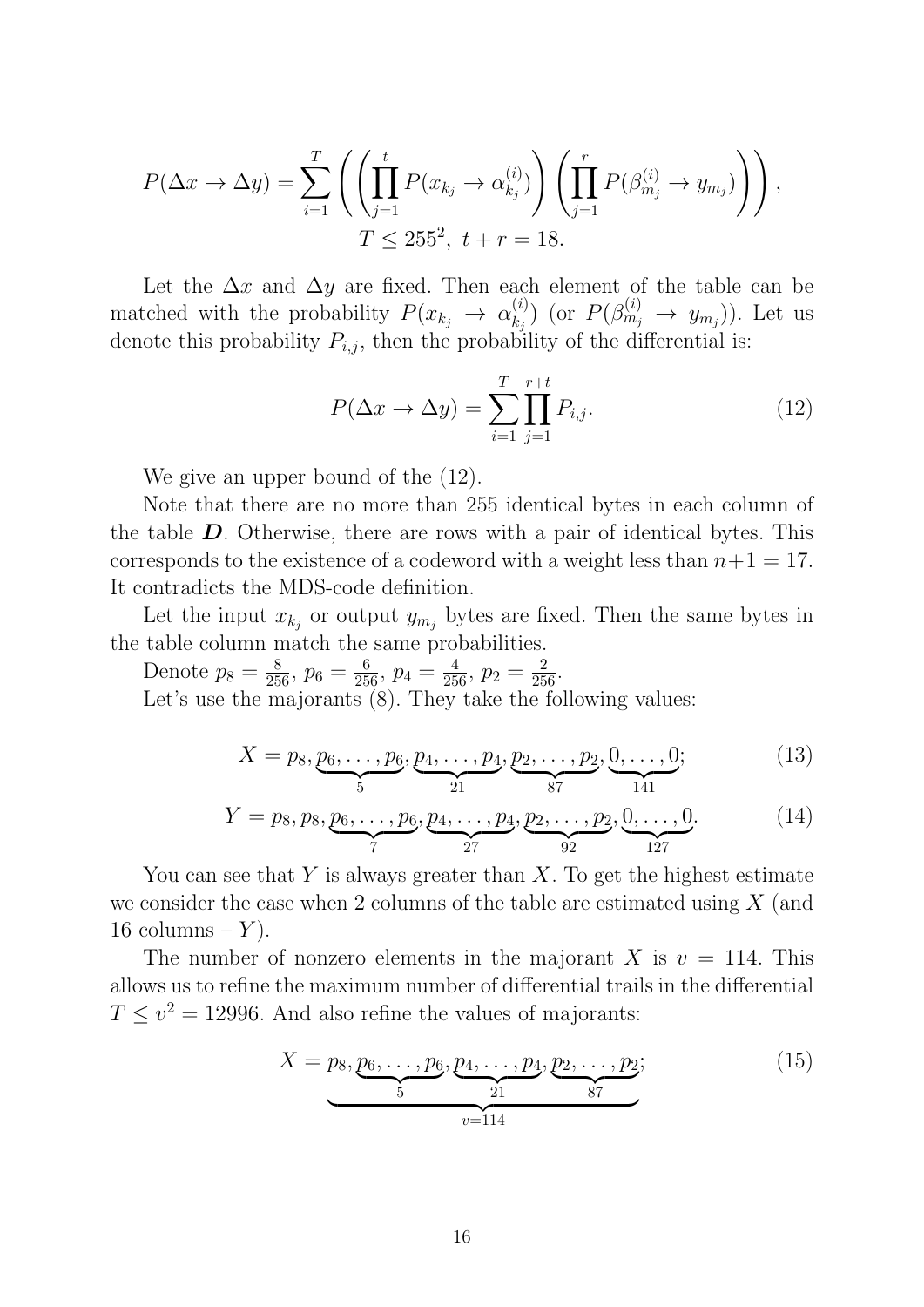$$P(\Delta x \to \Delta y) = \sum_{i=1}^{T} \left( \left( \prod_{j=1}^{t} P(x_{k_j} \to \alpha_{k_j}^{(i)}) \right) \left( \prod_{j=1}^{r} P(\beta_{m_j}^{(i)} \to y_{m_j}) \right) \right),$$
$$T \le 255^2,\ t + r = 18.$$

Let the $\Delta x$ and $\Delta y$ are fixed. Then each element of the table can be matched with the probability $P(x_{k_j} \to \alpha_{k_j}^{(i)})$ (or $P(\beta_{m_j}^{(i)} \to y_{m_j})$). Let us denote this probability $P_{i,j}$, then the probability of the differential is:

$$P(\Delta x \to \Delta y) = \sum_{i=1}^{T} \prod_{j=1}^{r+t} P_{i,j}. \tag{12}$$

We give an upper bound of the (12).

Note that there are no more than 255 identical bytes in each column of the table $\boldsymbol{D}$. Otherwise, there are rows with a pair of identical bytes. This corresponds to the existence of a codeword with a weight less than $n+1 = 17$. It contradicts the MDS-code definition.

Let the input $x_{k_j}$ or output $y_{m_j}$ bytes are fixed. Then the same bytes in the table column match the same probabilities.

Denote $p_8 = \frac{8}{256}$, $p_6 = \frac{6}{256}$, $p_4 = \frac{4}{256}$, $p_2 = \frac{2}{256}$.

Let's use the majorants (8). They take the following values:

$$X = p_8, \underbrace{p_6, \ldots, p_6}_{5}, \underbrace{p_4, \ldots, p_4}_{21}, \underbrace{p_2, \ldots, p_2}_{87}, \underbrace{0, \ldots, 0}_{141}; \tag{13}$$

$$Y = p_8, p_8, \underbrace{p_6, \ldots, p_6}_{7}, \underbrace{p_4, \ldots, p_4}_{27}, \underbrace{p_2, \ldots, p_2}_{92}, \underbrace{0, \ldots, 0}_{127}. \tag{14}$$

You can see that $Y$ is always greater than $X$. To get the highest estimate we consider the case when 2 columns of the table are estimated using $X$ (and 16 columns – $Y$).

The number of nonzero elements in the majorant $X$ is $v = 114$. This allows us to refine the maximum number of differential trails in the differential $T \le v^2 = 12996$. And also refine the values of majorants:

$$X = \underbrace{p_8, \underbrace{p_6, \ldots, p_6}_{5}, \underbrace{p_4, \ldots, p_4}_{21}, \underbrace{p_2, \ldots, p_2}_{87}}_{v=114}; \tag{15}$$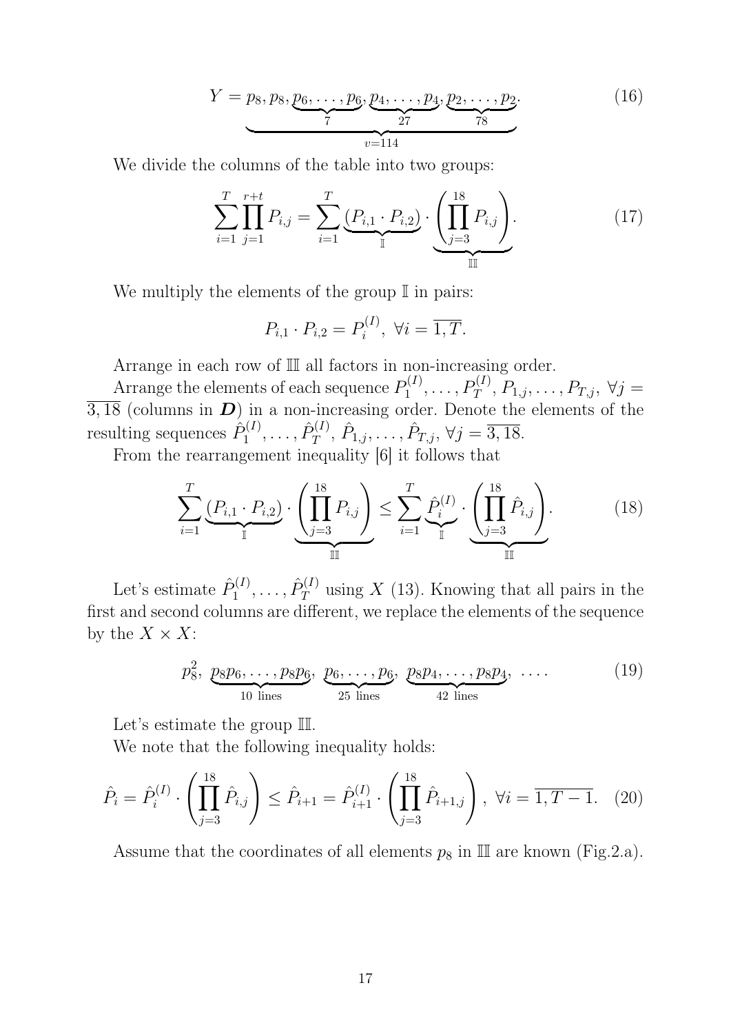$$Y = \underbrace{p_8, p_8, \underbrace{p_6, \ldots, p_6}_{7}, \underbrace{p_4, \ldots, p_4}_{27}, \underbrace{p_2, \ldots, p_2}_{78}}_{v=114}. \tag{16}$$

We divide the columns of the table into two groups:

$$\sum_{i=1}^{T} \prod_{j=1}^{r+t} P_{i,j} = \sum_{i=1}^{T} \underbrace{(P_{i,1} \cdot P_{i,2})}_{\mathbb{I}} \cdot \underbrace{\left( \prod_{j=3}^{18} P_{i,j} \right)}_{\mathbb{II}}. \tag{17}$$

We multiply the elements of the group $\mathbb{I}$ in pairs:

$$P_{i,1} \cdot P_{i,2} = P_i^{(I)}, \ \forall i = \overline{1, T}.$$

Arrange in each row of $\mathbb{II}$ all factors in non-increasing order.

Arrange the elements of each sequence $P_1^{(I)}, \ldots, P_T^{(I)}, P_{1,j}, \ldots, P_{T,j}, \ \forall j = \overline{3, 18}$ (columns in $\boldsymbol{D}$) in a non-increasing order. Denote the elements of the resulting sequences $\hat{P}_1^{(I)}, \ldots, \hat{P}_T^{(I)}, \hat{P}_{1,j}, \ldots, \hat{P}_{T,j}, \ \forall j = \overline{3, 18}$.

From the rearrangement inequality [6] it follows that

$$\sum_{i=1}^{T} \underbrace{(P_{i,1} \cdot P_{i,2})}_{\mathbb{I}} \cdot \underbrace{\left( \prod_{j=3}^{18} P_{i,j} \right)}_{\mathbb{II}} \leq \sum_{i=1}^{T} \underbrace{\hat{P}_i^{(I)}}_{\mathbb{I}} \cdot \underbrace{\left( \prod_{j=3}^{18} \hat{P}_{i,j} \right)}_{\mathbb{II}}. \tag{18}$$

Let's estimate $\hat{P}_1^{(I)}, \ldots, \hat{P}_T^{(I)}$ using $X$ (13). Knowing that all pairs in the first and second columns are different, we replace the elements of the sequence by the $X \times X$:

$$p_8^2, \ \underbrace{p_8 p_6, \ldots, p_8 p_6}_{10 \text{ lines}}, \ \underbrace{p_6, \ldots, p_6}_{25 \text{ lines}}, \ \underbrace{p_8 p_4, \ldots, p_8 p_4}_{42 \text{ lines}}, \ \ldots. \tag{19}$$

Let's estimate the group $\mathbb{II}$.

We note that the following inequality holds:

$$\hat{P}_i = \hat{P}_i^{(I)} \cdot \left( \prod_{j=3}^{18} \hat{P}_{i,j} \right) \leq \hat{P}_{i+1} = \hat{P}_{i+1}^{(I)} \cdot \left( \prod_{j=3}^{18} \hat{P}_{i+1,j} \right), \ \forall i = \overline{1, T-1}. \tag{20}$$

Assume that the coordinates of all elements $p_8$ in $\mathbb{II}$ are known (Fig.2.a).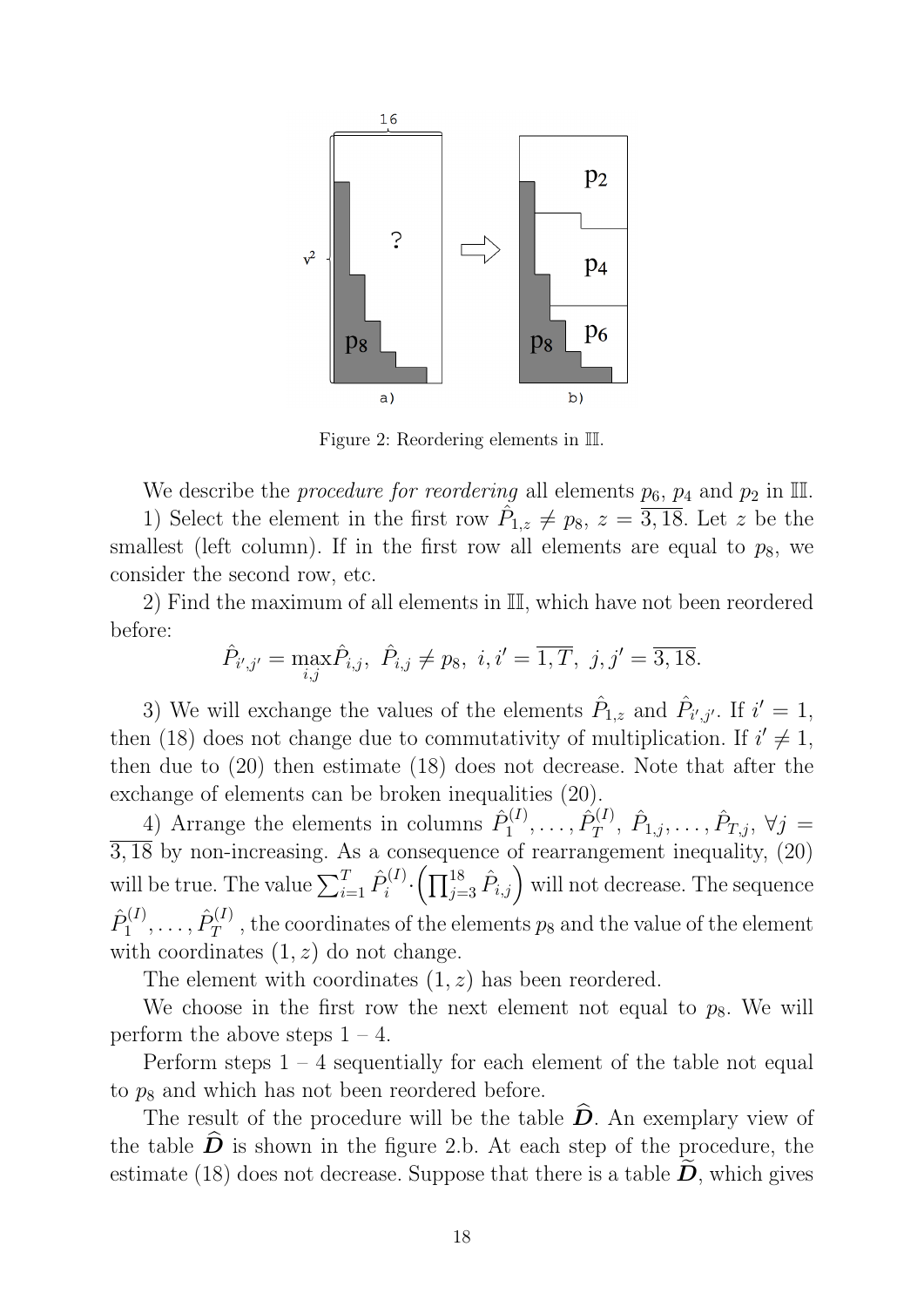Figure 2: Reordering elements in $\mathbb{III}$.

We describe the *procedure for reordering* all elements $p_6$, $p_4$ and $p_2$ in $\mathbb{III}$.

1) Select the element in the first row $\hat{P}_{1,z} \neq p_8$, $z = \overline{3,18}$. Let $z$ be the smallest (left column). If in the first row all elements are equal to $p_8$, we consider the second row, etc.

2) Find the maximum of all elements in $\mathbb{III}$, which have not been reordered before:

$$\hat{P}_{i',j'} = \max_{i,j} \hat{P}_{i,j},\ \hat{P}_{i,j} \neq p_8,\ i, i' = \overline{1,T},\ j, j' = \overline{3,18}.$$

3) We will exchange the values of the elements $\hat{P}_{1,z}$ and $\hat{P}_{i',j'}$. If $i' = 1$, then (18) does not change due to commutativity of multiplication. If $i' \neq 1$, then due to (20) then estimate (18) does not decrease. Note that after the exchange of elements can be broken inequalities (20).

4) Arrange the elements in columns $\hat{P}_1^{(I)}, \ldots, \hat{P}_T^{(I)},\ \hat{P}_{1,j}, \ldots, \hat{P}_{T,j},\ \forall j = \overline{3,18}$ by non-increasing. As a consequence of rearrangement inequality, (20) will be true. The value $\sum_{i=1}^{T} \hat{P}_i^{(I)} \cdot \left( \prod_{j=3}^{18} \hat{P}_{i,j} \right)$ will not decrease. The sequence $\hat{P}_1^{(I)}, \ldots, \hat{P}_T^{(I)}$, the coordinates of the elements $p_8$ and the value of the element with coordinates $(1, z)$ do not change.

The element with coordinates $(1, z)$ has been reordered.

We choose in the first row the next element not equal to $p_8$. We will perform the above steps 1 – 4.

Perform steps 1 – 4 sequentially for each element of the table not equal to $p_8$ and which has not been reordered before.

The result of the procedure will be the table $\widehat{\boldsymbol{D}}$. An exemplary view of the table $\widehat{\boldsymbol{D}}$ is shown in the figure 2.b. At each step of the procedure, the estimate (18) does not decrease. Suppose that there is a table $\widetilde{\boldsymbol{D}}$, which gives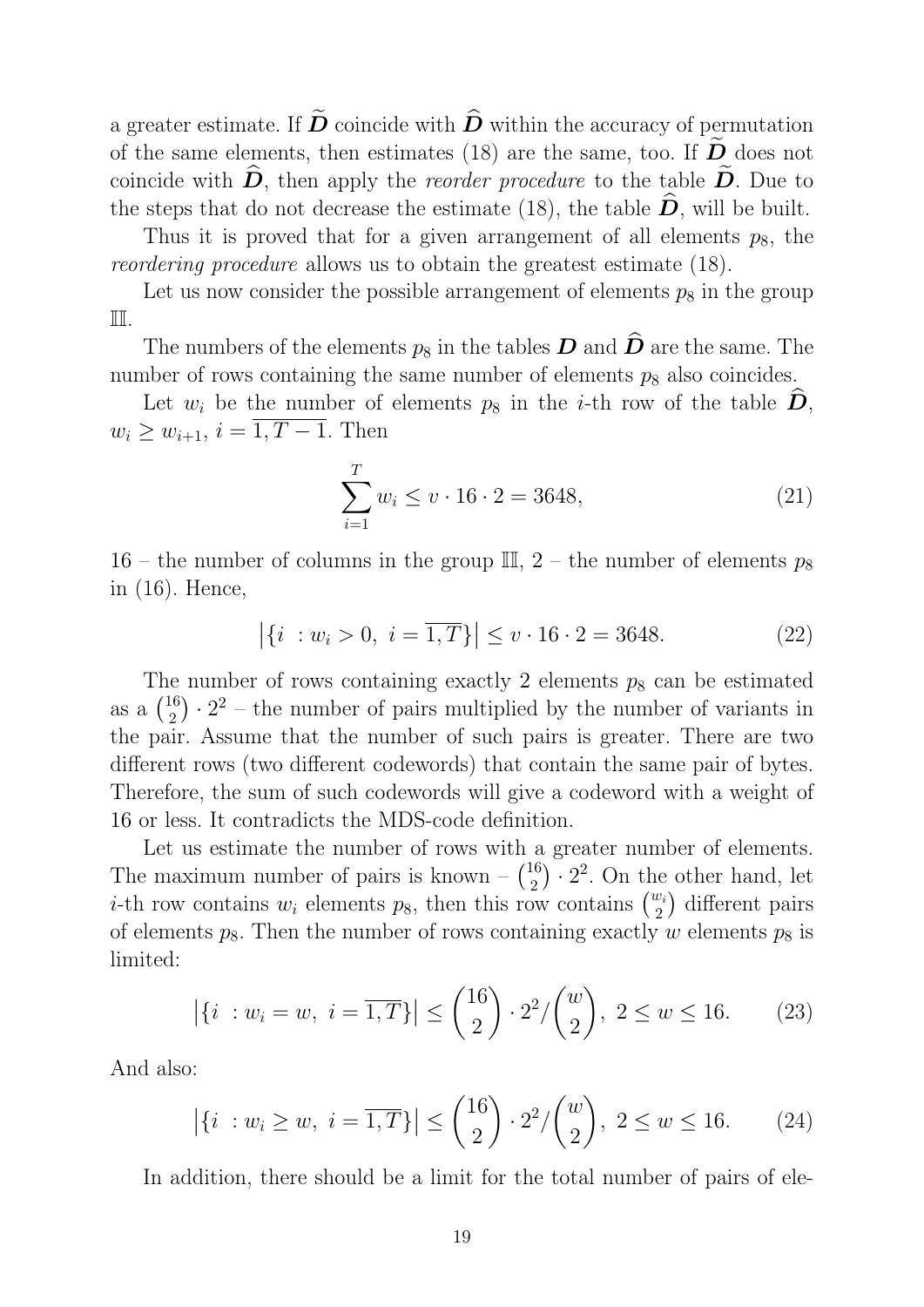a greater estimate. If $\widetilde{\boldsymbol{D}}$ coincide with $\widehat{\boldsymbol{D}}$ within the accuracy of permutation of the same elements, then estimates (18) are the same, too. If $\widetilde{\boldsymbol{D}}$ does not coincide with $\widehat{\boldsymbol{D}}$, then apply the *reorder procedure* to the table $\widetilde{\boldsymbol{D}}$. Due to the steps that do not decrease the estimate (18), the table $\widehat{\boldsymbol{D}}$, will be built.

Thus it is proved that for a given arrangement of all elements $p_8$, the *reordering procedure* allows us to obtain the greatest estimate (18).

Let us now consider the possible arrangement of elements $p_8$ in the group $\mathbb{III}$.

The numbers of the elements $p_8$ in the tables $\boldsymbol{D}$ and $\widehat{\boldsymbol{D}}$ are the same. The number of rows containing the same number of elements $p_8$ also coincides.

Let $w_i$ be the number of elements $p_8$ in the $i$-th row of the table $\widehat{\boldsymbol{D}}$, $w_i \geq w_{i+1}$, $i = \overline{1, T-1}$. Then

$$\sum_{i=1}^{T} w_i \leq v \cdot 16 \cdot 2 = 3648, \tag{21}$$

16 – the number of columns in the group $\mathbb{III}$, 2 – the number of elements $p_8$ in (16). Hence,

$$\left|\{i \ : w_i > 0,\ i = \overline{1, T}\}\right| \leq v \cdot 16 \cdot 2 = 3648. \tag{22}$$

The number of rows containing exactly 2 elements $p_8$ can be estimated as a $\binom{16}{2} \cdot 2^2$ – the number of pairs multiplied by the number of variants in the pair. Assume that the number of such pairs is greater. There are two different rows (two different codewords) that contain the same pair of bytes. Therefore, the sum of such codewords will give a codeword with a weight of 16 or less. It contradicts the MDS-code definition.

Let us estimate the number of rows with a greater number of elements. The maximum number of pairs is known – $\binom{16}{2} \cdot 2^2$. On the other hand, let $i$-th row contains $w_i$ elements $p_8$, then this row contains $\binom{w_i}{2}$ different pairs of elements $p_8$. Then the number of rows containing exactly $w$ elements $p_8$ is limited:

$$\left|\{i \ : w_i = w,\ i = \overline{1, T}\}\right| \leq \binom{16}{2} \cdot 2^2 / \binom{w}{2},\ 2 \leq w \leq 16. \tag{23}$$

And also:

$$\left|\{i \ : w_i \geq w,\ i = \overline{1, T}\}\right| \leq \binom{16}{2} \cdot 2^2 / \binom{w}{2},\ 2 \leq w \leq 16. \tag{24}$$

In addition, there should be a limit for the total number of pairs of ele-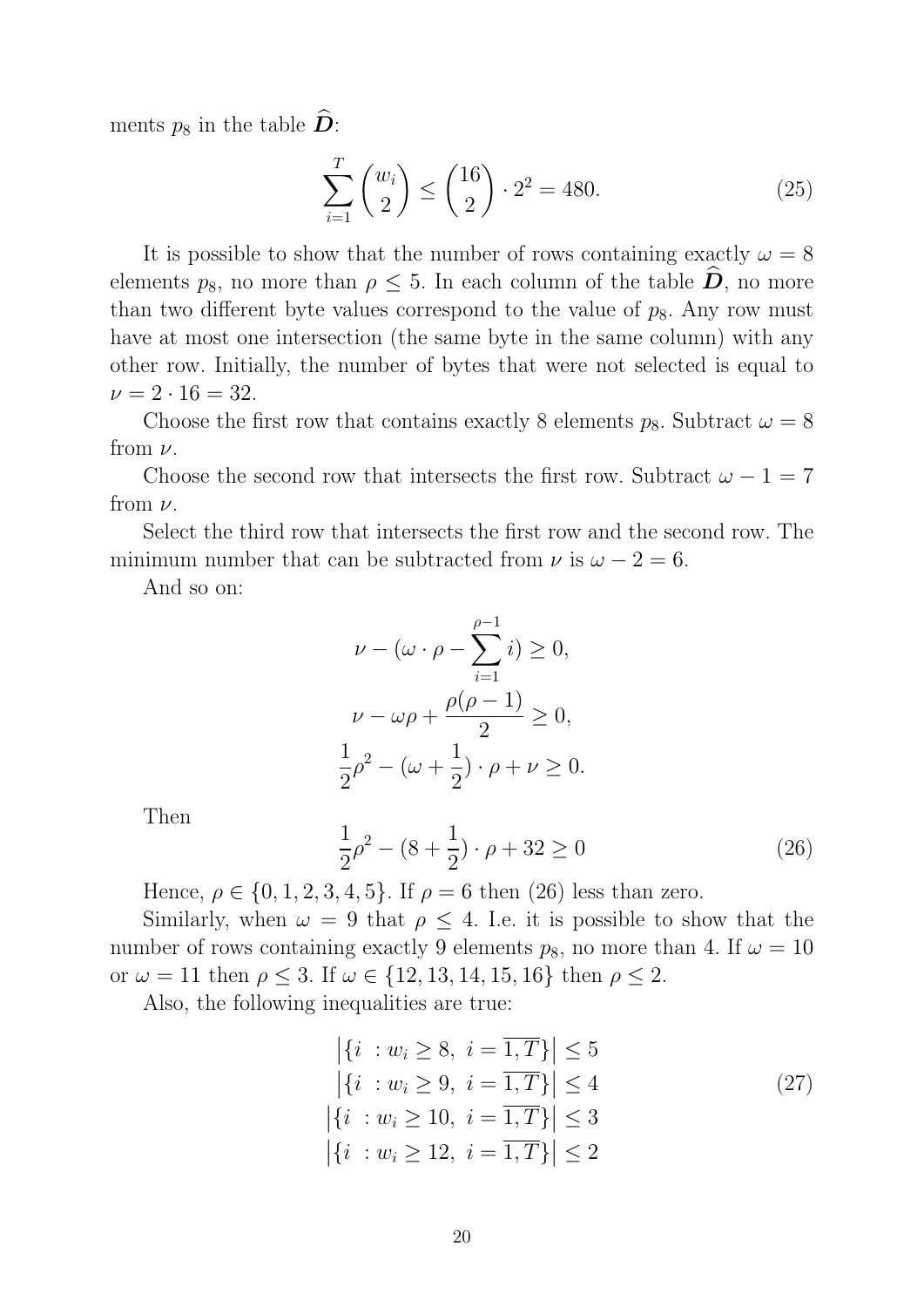ments $p_8$ in the table $\widehat{\boldsymbol{D}}$:

$$\sum_{i=1}^{T} \binom{w_i}{2} \leq \binom{16}{2} \cdot 2^2 = 480. \tag{25}$$

It is possible to show that the number of rows containing exactly $\omega = 8$ elements $p_8$, no more than $\rho \leq 5$. In each column of the table $\widehat{\boldsymbol{D}}$, no more than two different byte values correspond to the value of $p_8$. Any row must have at most one intersection (the same byte in the same column) with any other row. Initially, the number of bytes that were not selected is equal to $\nu = 2 \cdot 16 = 32$.

Choose the first row that contains exactly 8 elements $p_8$. Subtract $\omega = 8$ from $\nu$.

Choose the second row that intersects the first row. Subtract $\omega - 1 = 7$ from $\nu$.

Select the third row that intersects the first row and the second row. The minimum number that can be subtracted from $\nu$ is $\omega - 2 = 6$.

And so on:

$$\nu - (\omega \cdot \rho - \sum_{i=1}^{\rho-1} i) \geq 0,$$

$$\nu - \omega\rho + \frac{\rho(\rho-1)}{2} \geq 0,$$

$$\frac{1}{2}\rho^2 - (\omega + \frac{1}{2}) \cdot \rho + \nu \geq 0.$$

Then

$$\frac{1}{2}\rho^2 - (8 + \frac{1}{2}) \cdot \rho + 32 \geq 0 \tag{26}$$

Hence, $\rho \in \{0, 1, 2, 3, 4, 5\}$. If $\rho = 6$ then (26) less than zero.

Similarly, when $\omega = 9$ that $\rho \leq 4$. I.e. it is possible to show that the number of rows containing exactly 9 elements $p_8$, no more than 4. If $\omega = 10$ or $\omega = 11$ then $\rho \leq 3$. If $\omega \in \{12, 13, 14, 15, 16\}$ then $\rho \leq 2$.

Also, the following inequalities are true:

$$\begin{aligned}
\left|\{i \ : w_i \geq 8,\ i = \overline{1,T}\}\right| &\leq 5 \\
\left|\{i \ : w_i \geq 9,\ i = \overline{1,T}\}\right| &\leq 4 \\
\left|\{i \ : w_i \geq 10,\ i = \overline{1,T}\}\right| &\leq 3 \\
\left|\{i \ : w_i \geq 12,\ i = \overline{1,T}\}\right| &\leq 2
\end{aligned} \tag{27}$$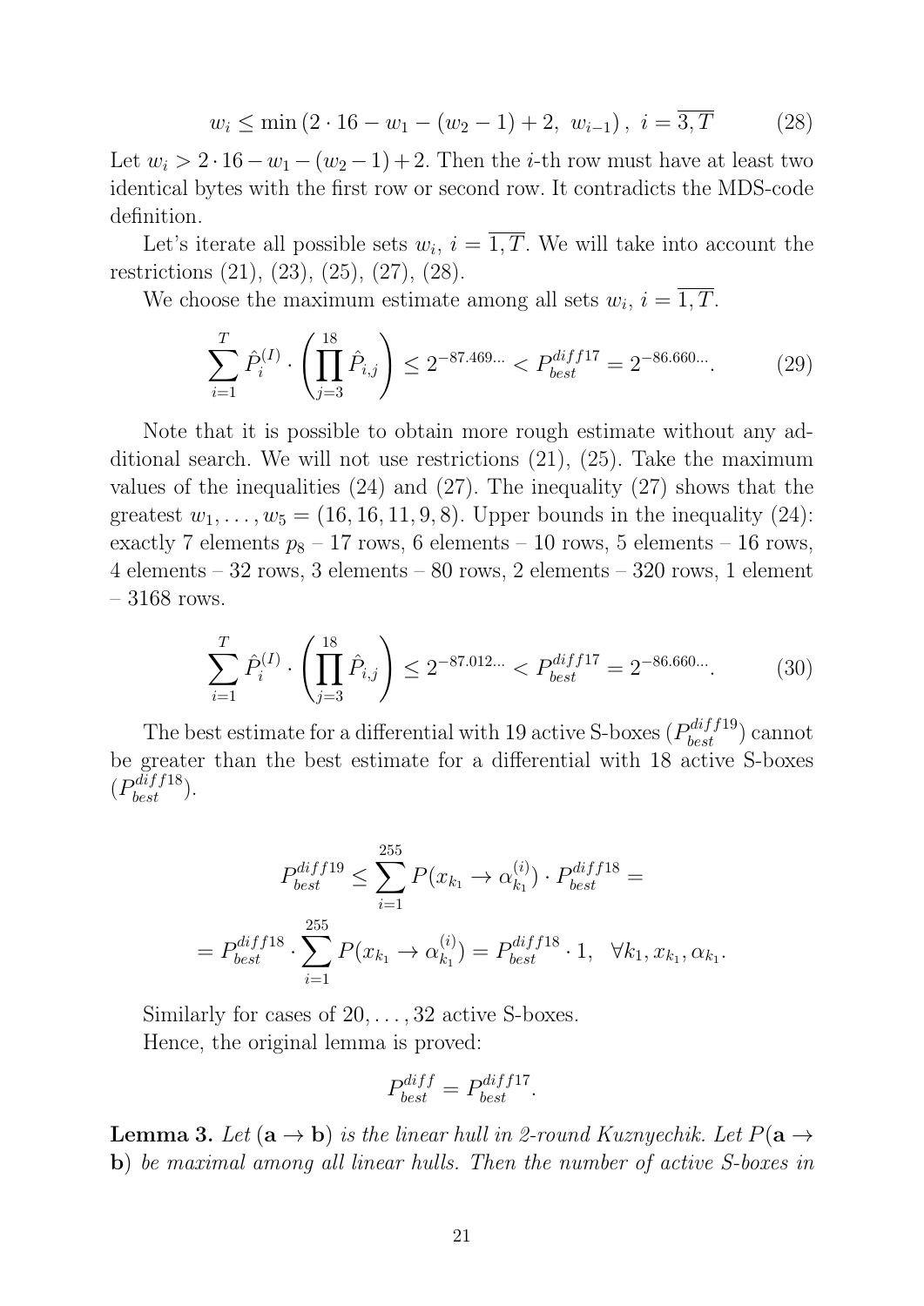$$w_i \leq \min\left(2 \cdot 16 - w_1 - (w_2 - 1) + 2,\ w_{i-1}\right),\ i = \overline{3, T} \tag{28}$$

Let $w_i > 2 \cdot 16 - w_1 - (w_2 - 1) + 2$. Then the $i$-th row must have at least two identical bytes with the first row or second row. It contradicts the MDS-code definition.

Let's iterate all possible sets $w_i,\ i = \overline{1, T}$. We will take into account the restrictions (21), (23), (25), (27), (28).

We choose the maximum estimate among all sets $w_i,\ i = \overline{1, T}$.

$$\sum_{i=1}^{T} \hat{P}_i^{(I)} \cdot \left( \prod_{j=3}^{18} \hat{P}_{i,j} \right) \leq 2^{-87.469\ldots} < P_{best}^{diff17} = 2^{-86.660\ldots}. \tag{29}$$

Note that it is possible to obtain more rough estimate without any additional search. We will not use restrictions (21), (25). Take the maximum values of the inequalities (24) and (27). The inequality (27) shows that the greatest $w_1, \ldots, w_5 = (16, 16, 11, 9, 8)$. Upper bounds in the inequality (24): exactly 7 elements $p_8$ – 17 rows, 6 elements – 10 rows, 5 elements – 16 rows, 4 elements – 32 rows, 3 elements – 80 rows, 2 elements – 320 rows, 1 element – 3168 rows.

$$\sum_{i=1}^{T} \hat{P}_i^{(I)} \cdot \left( \prod_{j=3}^{18} \hat{P}_{i,j} \right) \leq 2^{-87.012\ldots} < P_{best}^{diff17} = 2^{-86.660\ldots}. \tag{30}$$

The best estimate for a differential with 19 active S-boxes ($P_{best}^{diff19}$) cannot be greater than the best estimate for a differential with 18 active S-boxes ($P_{best}^{diff18}$).

$$P_{best}^{diff19} \leq \sum_{i=1}^{255} P(x_{k_1} \to \alpha_{k_1}^{(i)}) \cdot P_{best}^{diff18} =$$

$$= P_{best}^{diff18} \cdot \sum_{i=1}^{255} P(x_{k_1} \to \alpha_{k_1}^{(i)}) = P_{best}^{diff18} \cdot 1, \quad \forall k_1, x_{k_1}, \alpha_{k_1}.$$

Similarly for cases of $20, \ldots, 32$ active S-boxes.

Hence, the original lemma is proved:

$$P_{best}^{diff} = P_{best}^{diff17}.$$

**Lemma 3.** *Let* $(\mathbf{a} \to \mathbf{b})$ *is the linear hull in 2-round Kuznyechik. Let* $P(\mathbf{a} \to \mathbf{b})$ *be maximal among all linear hulls. Then the number of active S-boxes in*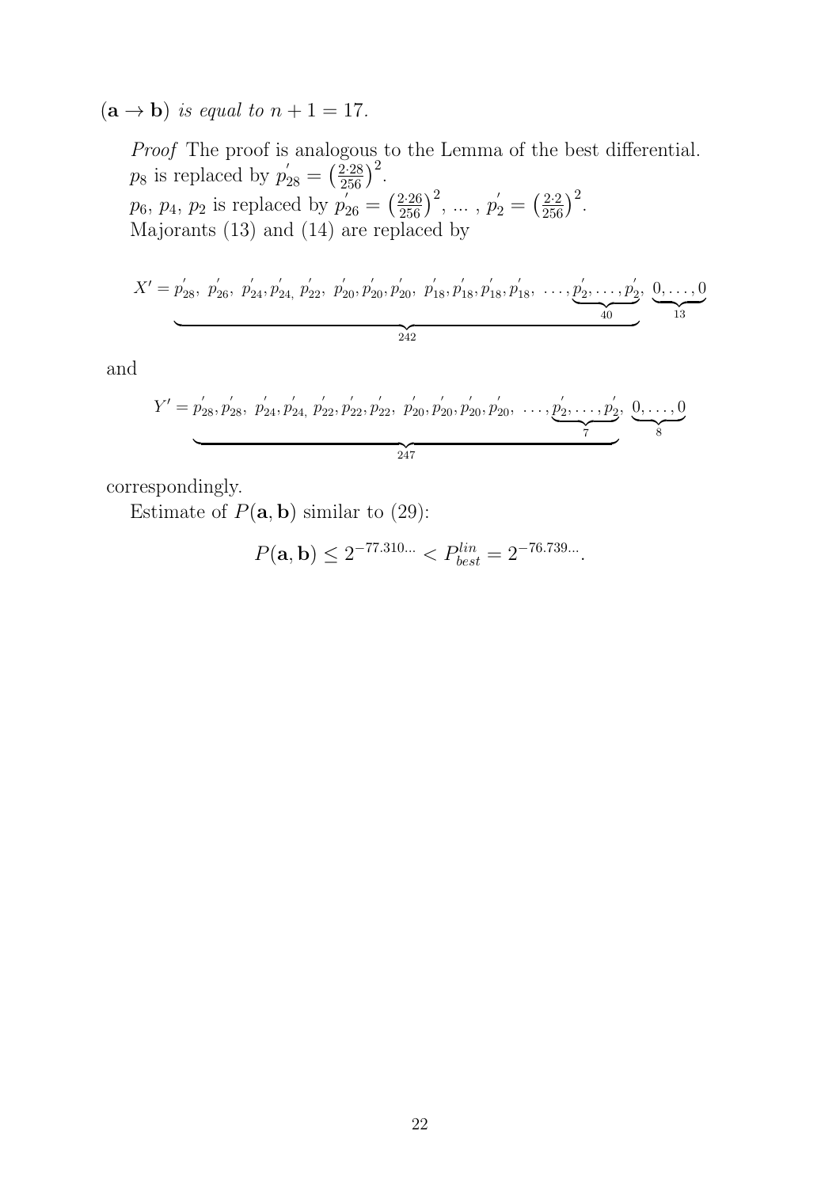$(\mathbf{a} \to \mathbf{b})$ *is equal to* $n + 1 = 17$.

*Proof* The proof is analogous to the Lemma of the best differential.
$p_8$ is replaced by $p'_{28} = \left(\frac{2 \cdot 28}{256}\right)^2$.
$p_6$, $p_4$, $p_2$ is replaced by $p'_{26} = \left(\frac{2 \cdot 26}{256}\right)^2$, ... , $p'_2 = \left(\frac{2 \cdot 2}{256}\right)^2$.
Majorants (13) and (14) are replaced by

$$X' = \underbrace{p'_{28},\ p'_{26},\ p'_{24}, p'_{24,}\ p'_{22},\ p'_{20}, p'_{20}, p'_{20},\ p'_{18}, p'_{18}, p'_{18}, p'_{18},\ \ldots, \underbrace{p'_2, \ldots, p'_2}_{40}}_{242},\ \underbrace{0, \ldots, 0}_{13}$$

and

$$Y' = \underbrace{p'_{28}, p'_{28},\ p'_{24}, p'_{24,}\ p'_{22}, p'_{22}, p'_{22},\ p'_{20}, p'_{20}, p'_{20}, p'_{20},\ \ldots, \underbrace{p'_2, \ldots, p'_2}_{7}}_{247},\ \underbrace{0, \ldots, 0}_{8}$$

correspondingly.

Estimate of $P(\mathbf{a}, \mathbf{b})$ similar to (29):

$$P(\mathbf{a}, \mathbf{b}) \le 2^{-77.310\ldots} < P^{lin}_{best} = 2^{-76.739\ldots}.$$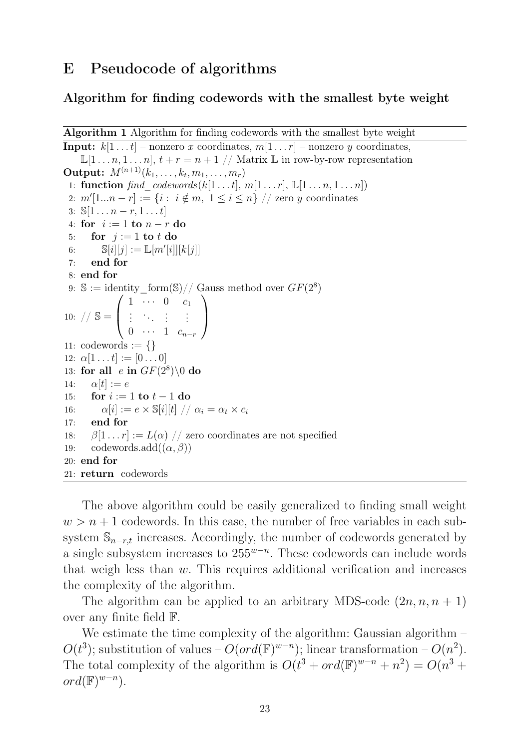## E Pseudocode of algorithms

### Algorithm for finding codewords with the smallest byte weight

**Algorithm 1** Algorithm for finding codewords with the smallest byte weight

**Input:** $k[1 \dots t]$ – nonzero $x$ coordinates, $m[1 \dots r]$ – nonzero $y$ coordinates, $\mathbb{L}[1 \dots n, 1 \dots n]$, $t + r = n + 1$ // Matrix $\mathbb{L}$ in row-by-row representation

**Output:** $M^{(n+1)}(k_1, \dots, k_t, m_1, \dots, m_r)$

```
1: function find_codewords(k[1...t], m[1...r], L[1...n, 1...n])
2: m'[1...n − r] := {i : i ∉ m, 1 ≤ i ≤ n} // zero y coordinates
3: S[1...n − r, 1...t]
4: for i := 1 to n − r do
5:    for j := 1 to t do
6:       S[i][j] := L[m'[i]][k[j]]
7:    end for
8: end for
9: S := identity_form(S)// Gauss method over GF(2^8)
10: // S = ( 1 ··· 0 c_1 ; ⋮ ⋱ ⋮ ⋮ ; 0 ··· 1 c_{n−r} )
11: codewords := {}
12: α[1...t] := [0...0]
13: for all e in GF(2^8)\0 do
14:    α[t] := e
15:    for i := 1 to t − 1 do
16:       α[i] := e × S[i][t] // α_i = α_t × c_i
17:    end for
18:    β[1...r] := L(α) // zero coordinates are not specified
19:    codewords.add((α, β))
20: end for
21: return codewords
```

Line 10: $\mathbb{S} = \begin{pmatrix} 1 & \cdots & 0 & c_1 \\ \vdots & \ddots & \vdots & \vdots \\ 0 & \cdots & 1 & c_{n-r} \end{pmatrix}$

The above algorithm could be easily generalized to finding small weight $w > n + 1$ codewords. In this case, the number of free variables in each subsystem $\mathbb{S}_{n-r,t}$ increases. Accordingly, the number of codewords generated by a single subsystem increases to $255^{w-n}$. These codewords can include words that weigh less than $w$. This requires additional verification and increases the complexity of the algorithm.

The algorithm can be applied to an arbitrary MDS-code $(2n, n, n + 1)$ over any finite field $\mathbb{F}$.

We estimate the time complexity of the algorithm: Gaussian algorithm – $O(t^3)$; substitution of values – $O(ord(\mathbb{F})^{w-n})$; linear transformation – $O(n^2)$. The total complexity of the algorithm is $O(t^3 + ord(\mathbb{F})^{w-n} + n^2) = O(n^3 + ord(\mathbb{F})^{w-n})$.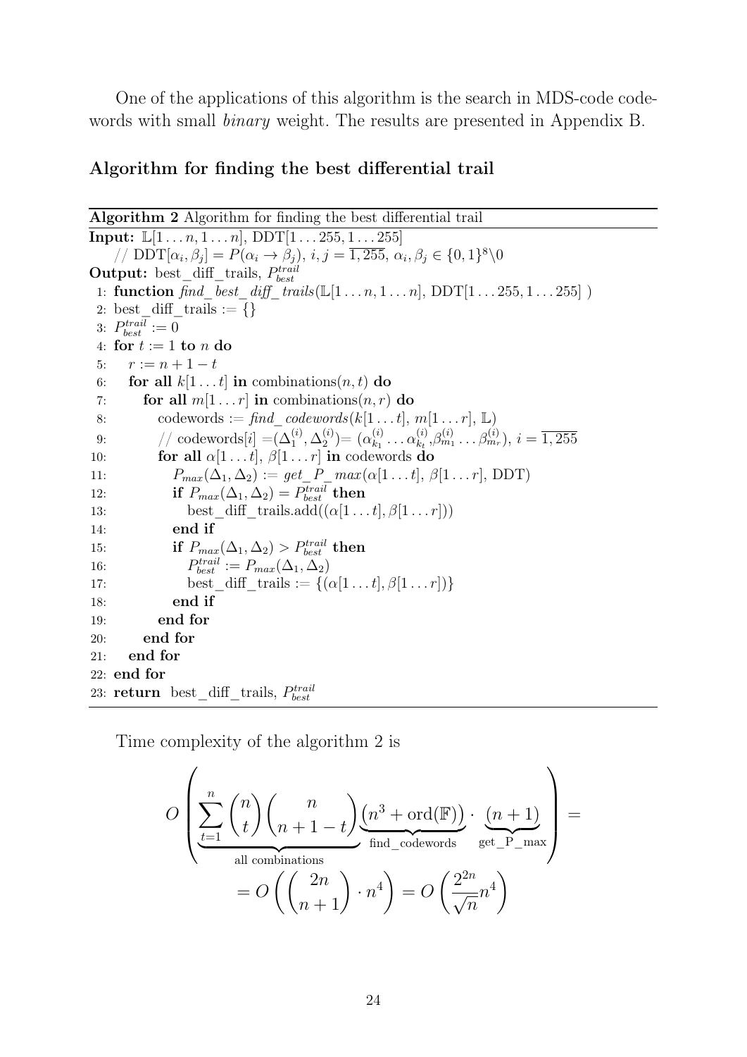One of the applications of this algorithm is the search in MDS-code codewords with small *binary* weight. The results are presented in Appendix B.

### Algorithm for finding the best differential trail

**Algorithm 2** Algorithm for finding the best differential trail

**Input:** $\mathbb{L}[1 \dots n, 1 \dots n]$, DDT$[1 \dots 255, 1 \dots 255]$

// DDT$[\alpha_i, \beta_j] = P(\alpha_i \to \beta_j)$, $i, j = \overline{1, 255}$, $\alpha_i, \beta_j \in \{0,1\}^8 \backslash 0$

**Output:** best_diff_trails, $P_{best}^{trail}$

```
1: function find_best_diff_trails(L[1...n, 1...n], DDT[1...255, 1...255] )
2:   best_diff_trails := {}
3:   P_best^trail := 0
4:   for t := 1 to n do
5:     r := n + 1 − t
6:     for all k[1...t] in combinations(n, t) do
7:       for all m[1...r] in combinations(n, r) do
8:         codewords := find_codewords(k[1...t], m[1...r], L)
9:         // codewords[i] =(Δ1^(i), Δ2^(i))= (α_k1^(i) ... α_kt^(i), β_m1^(i) ... β_mr^(i)), i = 1,255
10:        for all α[1...t], β[1...r] in codewords do
11:          P_max(Δ1, Δ2) := get_P_max(α[1...t], β[1...r], DDT)
12:          if P_max(Δ1, Δ2) = P_best^trail then
13:            best_diff_trails.add((α[1...t], β[1...r]))
14:          end if
15:          if P_max(Δ1, Δ2) > P_best^trail then
16:            P_best^trail := P_max(Δ1, Δ2)
17:            best_diff_trails := {(α[1...t], β[1...r])}
18:          end if
19:        end for
20:      end for
21:    end for
22:  end for
23:  return best_diff_trails, P_best^trail
```

Time complexity of the algorithm 2 is

$$O\left(\underbrace{\sum_{t=1}^{n}\binom{n}{t}\binom{n}{n+1-t}}_{\text{all combinations}}\underbrace{\left(n^3+\mathrm{ord}(\mathbb{F})\right)}_{\text{find\_codewords}}\cdot\underbrace{(n+1)}_{\text{get\_P\_max}}\right)=$$

$$= O\left(\binom{2n}{n+1}\cdot n^4\right) = O\left(\frac{2^{2n}}{\sqrt{n}}n^4\right)$$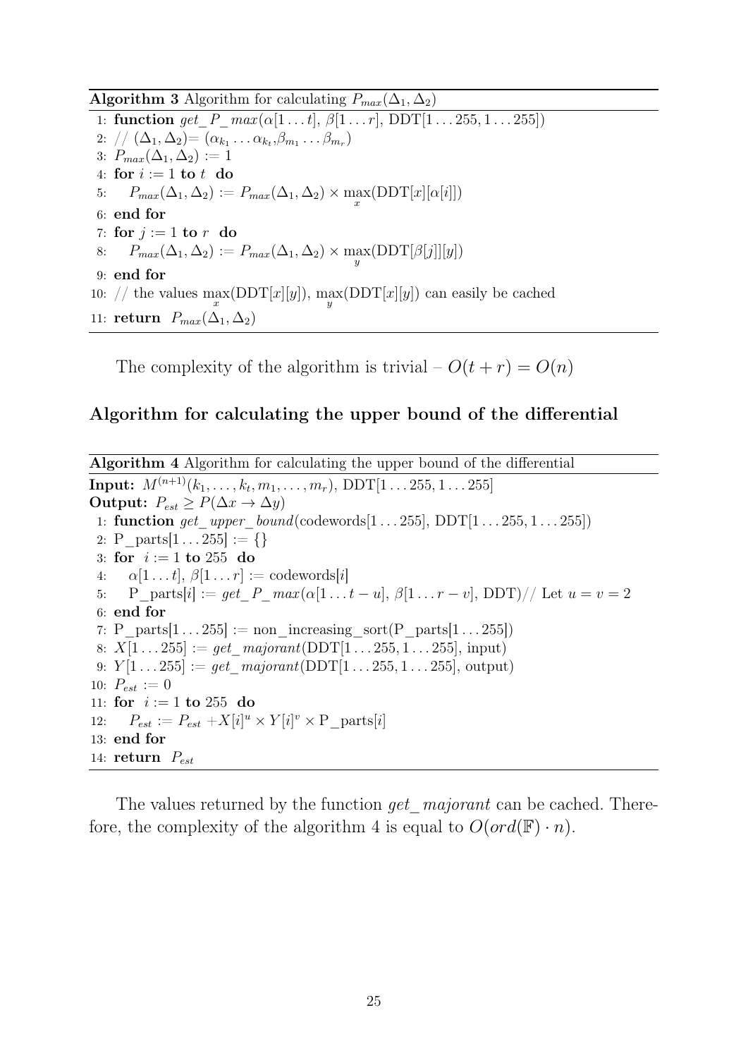**Algorithm 3** Algorithm for calculating $P_{max}(\Delta_1, \Delta_2)$

```
1: function get_P_max(α[1...t], β[1...r], DDT[1...255, 1...255])
2: // (Δ1, Δ2)= (α_{k_1} ... α_{k_t}, β_{m_1} ... β_{m_r})
3: P_max(Δ1, Δ2) := 1
4: for i := 1 to t do
5:     P_max(Δ1, Δ2) := P_max(Δ1, Δ2) × max_x(DDT[x][α[i]])
6: end for
7: for j := 1 to r do
8:     P_max(Δ1, Δ2) := P_max(Δ1, Δ2) × max_y(DDT[β[j]][y])
9: end for
10: // the values max_x(DDT[x][y]), max_y(DDT[x][y]) can easily be cached
11: return P_max(Δ1, Δ2)
```

The complexity of the algorithm is trivial – $O(t + r) = O(n)$

### Algorithm for calculating the upper bound of the differential

**Algorithm 4** Algorithm for calculating the upper bound of the differential

**Input:** $M^{(n+1)}(k_1, \dots, k_t, m_1, \dots, m_r)$, DDT$[1 \dots 255, 1 \dots 255]$

**Output:** $P_{est} \geq P(\Delta x \to \Delta y)$

```
1: function get_upper_bound(codewords[1...255], DDT[1...255, 1...255])
2: P_parts[1...255] := {}
3: for i := 1 to 255 do
4:     α[1...t], β[1...r] := codewords[i]
5:     P_parts[i] := get_P_max(α[1...t − u], β[1...r − v], DDT)// Let u = v = 2
6: end for
7: P_parts[1...255] := non_increasing_sort(P_parts[1...255])
8: X[1...255] := get_majorant(DDT[1...255, 1...255], input)
9: Y[1...255] := get_majorant(DDT[1...255, 1...255], output)
10: P_est := 0
11: for i := 1 to 255 do
12:     P_est := P_est + X[i]^u × Y[i]^v × P_parts[i]
13: end for
14: return P_est
```

The values returned by the function *get_ majorant* can be cached. Therefore, the complexity of the algorithm 4 is equal to $O(ord(\mathbb{F}) \cdot n)$.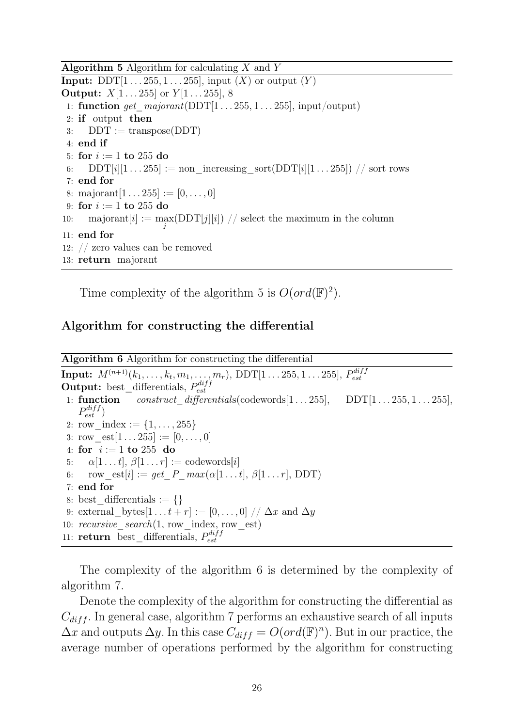**Algorithm 5** Algorithm for calculating $X$ and $Y$

**Input:** DDT$[1 \dots 255, 1 \dots 255]$, input ($X$) or output ($Y$)
**Output:** $X[1 \dots 255]$ or $Y[1 \dots 255]$, 8

```
 1: function get_majorant(DDT[1...255, 1...255], input/output)
 2: if output then
 3:     DDT := transpose(DDT)
 4: end if
 5: for i := 1 to 255 do
 6:     DDT[i][1...255] := non_increasing_sort(DDT[i][1...255]) // sort rows
 7: end for
 8: majorant[1...255] := [0,...,0]
 9: for i := 1 to 255 do
10:     majorant[i] := max_j(DDT[j][i]) // select the maximum in the column
11: end for
12: // zero values can be removed
13: return majorant
```

Time complexity of the algorithm 5 is $O(ord(\mathbb{F})^2)$.

### Algorithm for constructing the differential

**Algorithm 6** Algorithm for constructing the differential

**Input:** $M^{(n+1)}(k_1, \dots, k_t, m_1, \dots, m_r)$, DDT$[1 \dots 255, 1 \dots 255]$, $P_{est}^{diff}$
**Output:** best_differentials, $P_{est}^{diff}$

```
 1: function construct_differentials(codewords[1...255], DDT[1...255, 1...255], P_est^diff)
 2: row_index := {1,...,255}
 3: row_est[1...255] := [0,...,0]
 4: for i := 1 to 255 do
 5:     α[1...t], β[1...r] := codewords[i]
 6:     row_est[i] := get_P_max(α[1...t], β[1...r], DDT)
 7: end for
 8: best_differentials := {}
 9: external_bytes[1...t+r] := [0,...,0] // Δx and Δy
10: recursive_search(1, row_index, row_est)
11: return best_differentials, P_est^diff
```

The complexity of the algorithm 6 is determined by the complexity of algorithm 7.

Denote the complexity of the algorithm for constructing the differential as $C_{diff}$. In general case, algorithm 7 performs an exhaustive search of all inputs $\Delta x$ and outputs $\Delta y$. In this case $C_{diff} = O(ord(\mathbb{F})^n)$. But in our practice, the average number of operations performed by the algorithm for constructing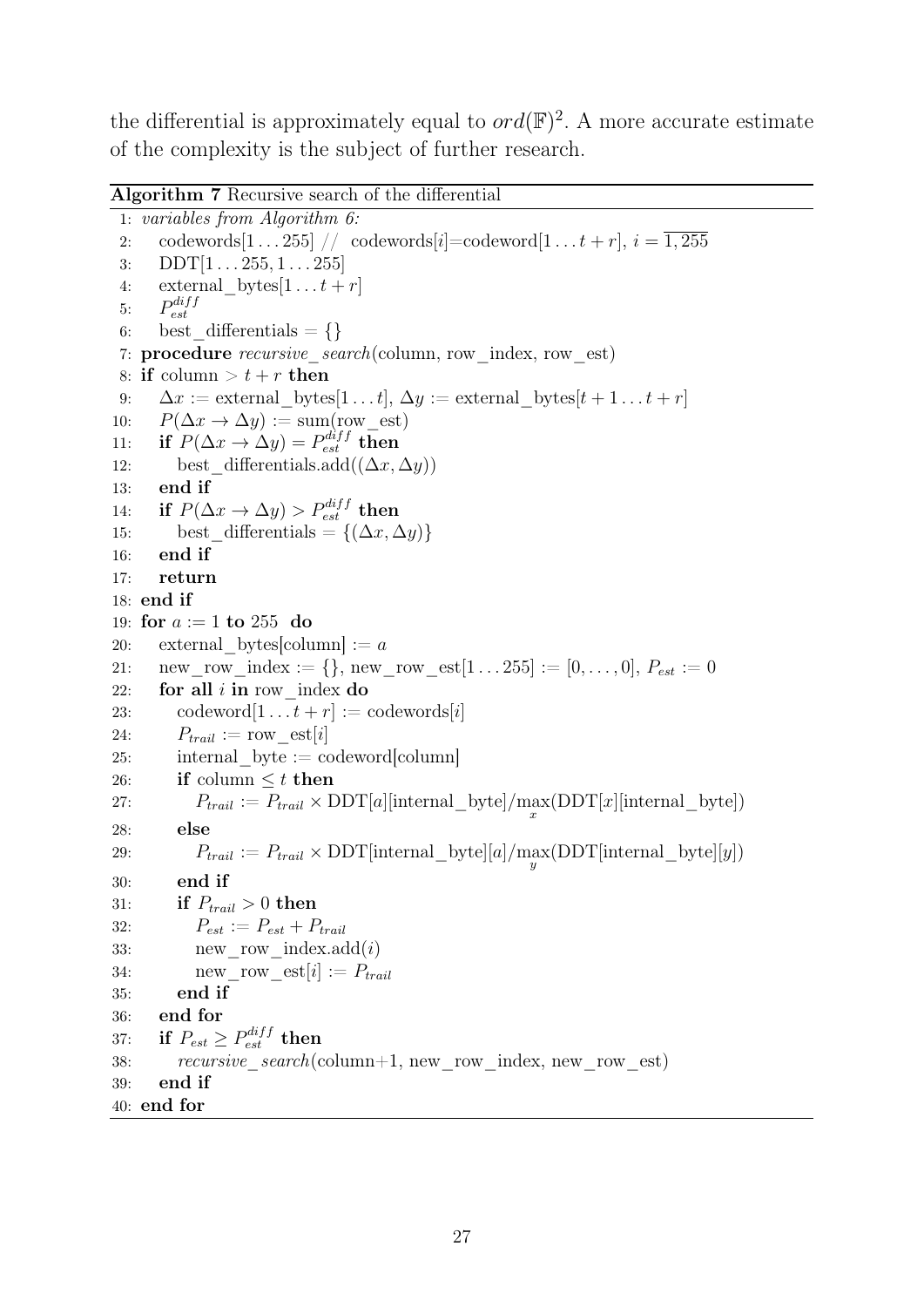the differential is approximately equal to $ord(\mathbb{F})^2$. A more accurate estimate of the complexity is the subject of further research.

**Algorithm 7** Recursive search of the differential

```
1:  variables from Algorithm 6:
2:     codewords[1...255] // codewords[i]=codeword[1...t+r], i = 1,255
3:     DDT[1...255, 1...255]
4:     external_bytes[1...t+r]
5:     P_est^diff
6:     best_differentials = {}
7:  procedure recursive_search(column, row_index, row_est)
8:  if column > t+r then
9:     Δx := external_bytes[1...t], Δy := external_bytes[t+1...t+r]
10:    P(Δx → Δy) := sum(row_est)
11:    if P(Δx → Δy) = P_est^diff then
12:       best_differentials.add((Δx, Δy))
13:    end if
14:    if P(Δx → Δy) > P_est^diff then
15:       best_differentials = {(Δx, Δy)}
16:    end if
17:    return
18: end if
19: for a := 1 to 255 do
20:    external_bytes[column] := a
21:    new_row_index := {}, new_row_est[1...255] := [0,...,0], P_est := 0
22:    for all i in row_index do
23:       codeword[1...t+r] := codewords[i]
24:       P_trail := row_est[i]
25:       internal_byte := codeword[column]
26:       if column ≤ t then
27:          P_trail := P_trail × DDT[a][internal_byte]/max_x(DDT[x][internal_byte])
28:       else
29:          P_trail := P_trail × DDT[internal_byte][a]/max_y(DDT[internal_byte][y])
30:       end if
31:       if P_trail > 0 then
32:          P_est := P_est + P_trail
33:          new_row_index.add(i)
34:          new_row_est[i] := P_trail
35:       end if
36:    end for
37:    if P_est ≥ P_est^diff then
38:       recursive_search(column+1, new_row_index, new_row_est)
39:    end if
40: end for
```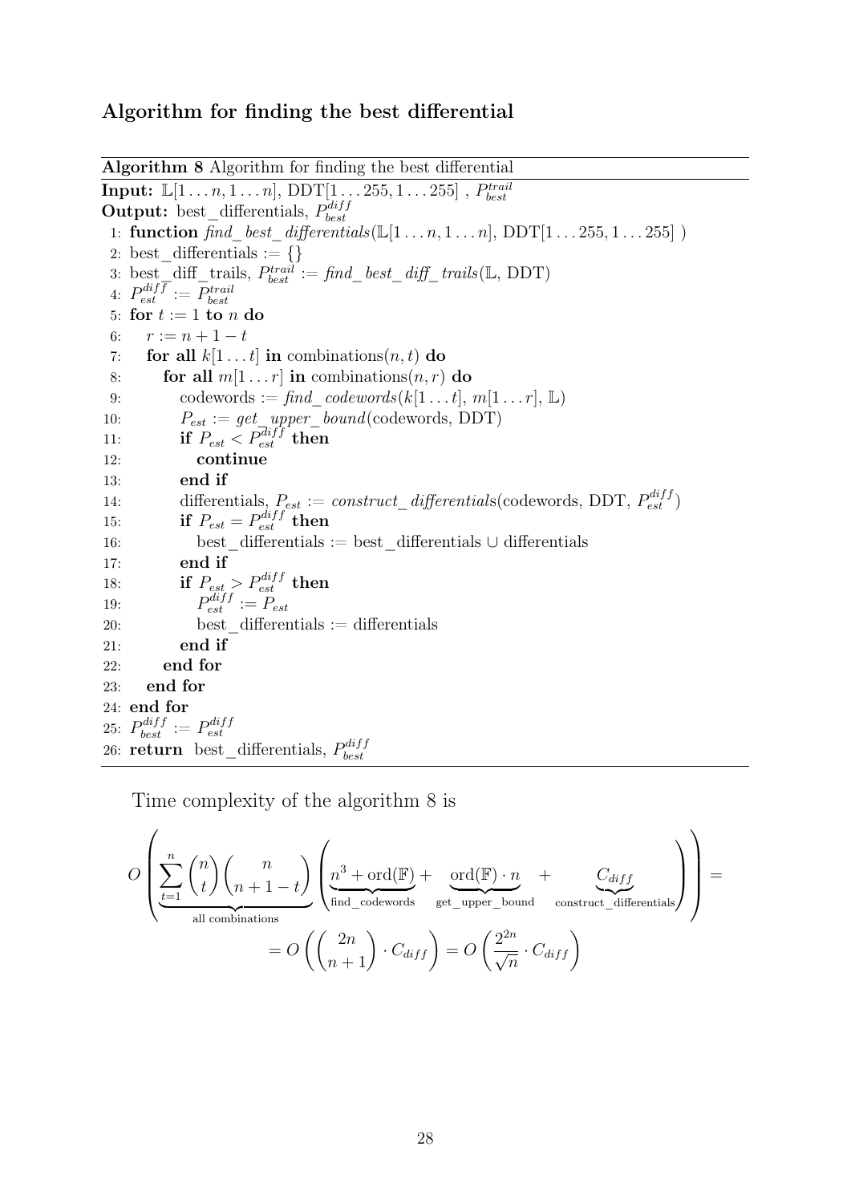### Algorithm for finding the best differential

**Algorithm 8** Algorithm for finding the best differential

**Input:** $\mathbb{L}[1\ldots n, 1\ldots n]$, $\text{DDT}[1\ldots 255, 1\ldots 255]$ , $P_{best}^{trail}$
**Output:** best_differentials, $P_{best}^{diff}$

```
1: function find_best_differentials(L[1...n, 1...n], DDT[1...255, 1...255] )
2: best_differentials := {}
3: best_diff_trails, P_best^trail := find_best_diff_trails(L, DDT)
4: P_est^diff := P_best^trail
5: for t := 1 to n do
6:    r := n + 1 − t
7:    for all k[1...t] in combinations(n, t) do
8:       for all m[1...r] in combinations(n, r) do
9:          codewords := find_codewords(k[1...t], m[1...r], L)
10:         P_est := get_upper_bound(codewords, DDT)
11:         if P_est < P_est^diff then
12:            continue
13:         end if
14:         differentials, P_est := construct_differentials(codewords, DDT, P_est^diff)
15:         if P_est = P_est^diff then
16:            best_differentials := best_differentials ∪ differentials
17:         end if
18:         if P_est > P_est^diff then
19:            P_est^diff := P_est
20:            best_differentials := differentials
21:         end if
22:      end for
23:   end for
24: end for
25: P_best^diff := P_est^diff
26: return best_differentials, P_best^diff
```

Time complexity of the algorithm 8 is

$$O\left(\underbrace{\sum_{t=1}^{n}\binom{n}{t}\binom{n}{n+1-t}}_{\text{all combinations}}\left(\underbrace{n^3+\text{ord}(\mathbb{F})}_{\text{find\_codewords}}+\underbrace{\text{ord}(\mathbb{F})\cdot n}_{\text{get\_upper\_bound}}+\underbrace{C_{diff}}_{\text{construct\_differentials}}\right)\right)=$$

$$=O\left(\binom{2n}{n+1}\cdot C_{diff}\right)=O\left(\frac{2^{2n}}{\sqrt{n}}\cdot C_{diff}\right)$$